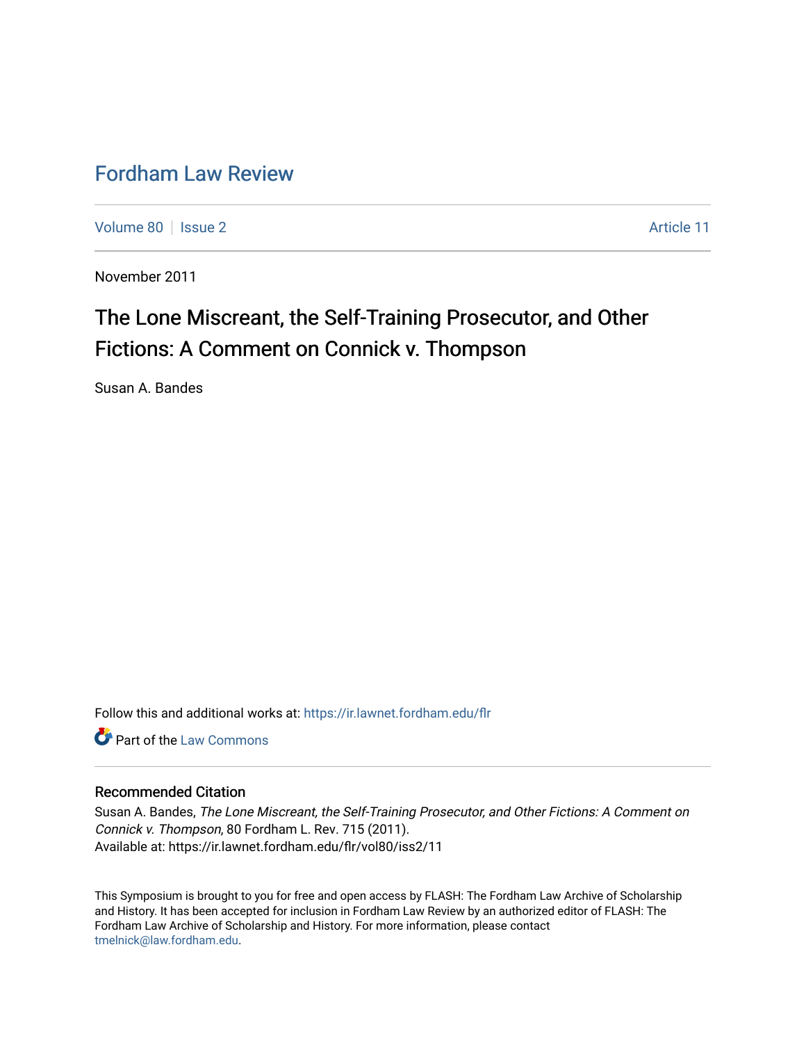# Fordham Law Review

Volume 80 | Issue 2 | Article 11

November 2011

## The Lone Miscreant, the Self-Training Prosecutor, and Other Fictions: A Comment on Connick v. Thompson

Susan A. Bandes

Follow this and additional works at: https://ir.lawnet.fordham.edu/flr

Part of the Law Commons

### Recommended Citation

Susan A. Bandes, *The Lone Miscreant, the Self-Training Prosecutor, and Other Fictions: A Comment on Connick v. Thompson*, 80 Fordham L. Rev. 715 (2011).
Available at: https://ir.lawnet.fordham.edu/flr/vol80/iss2/11

This Symposium is brought to you for free and open access by FLASH: The Fordham Law Archive of Scholarship and History. It has been accepted for inclusion in Fordham Law Review by an authorized editor of FLASH: The Fordham Law Archive of Scholarship and History. For more information, please contact tmelnick@law.fordham.edu.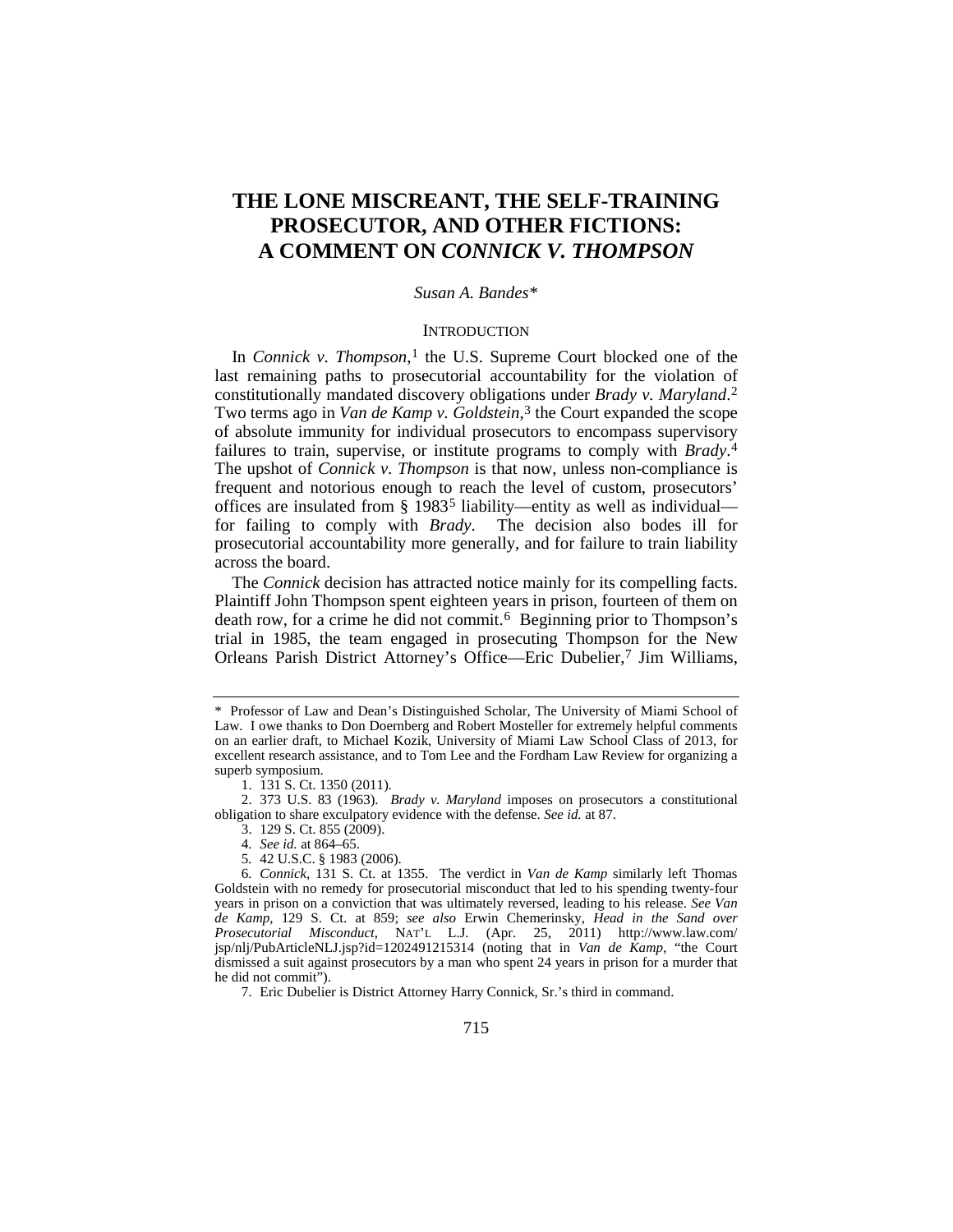# THE LONE MISCREANT, THE SELF-TRAINING PROSECUTOR, AND OTHER FICTIONS: A COMMENT ON *CONNICK V. THOMPSON*

*Susan A. Bandes**

## INTRODUCTION

In *Connick v. Thompson*,[1] the U.S. Supreme Court blocked one of the last remaining paths to prosecutorial accountability for the violation of constitutionally mandated discovery obligations under *Brady v. Maryland*.[2] Two terms ago in *Van de Kamp v. Goldstein*,[3] the Court expanded the scope of absolute immunity for individual prosecutors to encompass supervisory failures to train, supervise, or institute programs to comply with *Brady*.[4] The upshot of *Connick v. Thompson* is that now, unless non-compliance is frequent and notorious enough to reach the level of custom, prosecutors' offices are insulated from § 1983[5] liability—entity as well as individual—for failing to comply with *Brady*. The decision also bodes ill for prosecutorial accountability more generally, and for failure to train liability across the board.

The *Connick* decision has attracted notice mainly for its compelling facts. Plaintiff John Thompson spent eighteen years in prison, fourteen of them on death row, for a crime he did not commit.[6] Beginning prior to Thompson's trial in 1985, the team engaged in prosecuting Thompson for the New Orleans Parish District Attorney's Office—Eric Dubelier,[7] Jim Williams,

---

\* Professor of Law and Dean's Distinguished Scholar, The University of Miami School of Law. I owe thanks to Don Doernberg and Robert Mosteller for extremely helpful comments on an earlier draft, to Michael Kozik, University of Miami Law School Class of 2013, for excellent research assistance, and to Tom Lee and the Fordham Law Review for organizing a superb symposium.

1. 131 S. Ct. 1350 (2011).

2. 373 U.S. 83 (1963). *Brady v. Maryland* imposes on prosecutors a constitutional obligation to share exculpatory evidence with the defense. *See id.* at 87.

3. 129 S. Ct. 855 (2009).

4. *See id.* at 864–65.

5. 42 U.S.C. § 1983 (2006).

6. *Connick*, 131 S. Ct. at 1355. The verdict in *Van de Kamp* similarly left Thomas Goldstein with no remedy for prosecutorial misconduct that led to his spending twenty-four years in prison on a conviction that was ultimately reversed, leading to his release. *See Van de Kamp*, 129 S. Ct. at 859; *see also* Erwin Chemerinsky, *Head in the Sand over Prosecutorial Misconduct*, NAT'L L.J. (Apr. 25, 2011) http://www.law.com/jsp/nlj/PubArticleNLJ.jsp?id=1202491215314 (noting that in *Van de Kamp*, "the Court dismissed a suit against prosecutors by a man who spent 24 years in prison for a murder that he did not commit").

7. Eric Dubelier is District Attorney Harry Connick, Sr.'s third in command.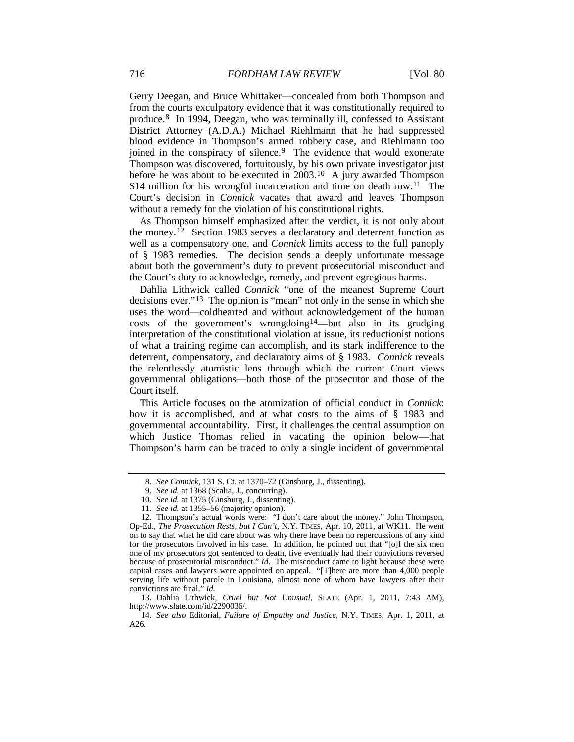Gerry Deegan, and Bruce Whittaker—concealed from both Thompson and from the courts exculpatory evidence that it was constitutionally required to produce.[8] In 1994, Deegan, who was terminally ill, confessed to Assistant District Attorney (A.D.A.) Michael Riehlmann that he had suppressed blood evidence in Thompson's armed robbery case, and Riehlmann too joined in the conspiracy of silence.[9] The evidence that would exonerate Thompson was discovered, fortuitously, by his own private investigator just before he was about to be executed in 2003.[10] A jury awarded Thompson $14 million for his wrongful incarceration and time on death row.[11] The Court's decision in *Connick* vacates that award and leaves Thompson without a remedy for the violation of his constitutional rights.

As Thompson himself emphasized after the verdict, it is not only about the money.[12] Section 1983 serves a declaratory and deterrent function as well as a compensatory one, and *Connick* limits access to the full panoply of § 1983 remedies. The decision sends a deeply unfortunate message about both the government's duty to prevent prosecutorial misconduct and the Court's duty to acknowledge, remedy, and prevent egregious harms.

Dahlia Lithwick called *Connick* "one of the meanest Supreme Court decisions ever."[13] The opinion is "mean" not only in the sense in which she uses the word—coldhearted and without acknowledgement of the human costs of the government's wrongdoing[14]—but also in its grudging interpretation of the constitutional violation at issue, its reductionist notions of what a training regime can accomplish, and its stark indifference to the deterrent, compensatory, and declaratory aims of § 1983. *Connick* reveals the relentlessly atomistic lens through which the current Court views governmental obligations—both those of the prosecutor and those of the Court itself.

This Article focuses on the atomization of official conduct in *Connick*: how it is accomplished, and at what costs to the aims of § 1983 and governmental accountability. First, it challenges the central assumption on which Justice Thomas relied in vacating the opinion below—that Thompson's harm can be traced to only a single incident of governmental

---

8. *See Connick*, 131 S. Ct. at 1370–72 (Ginsburg, J., dissenting).

9. *See id.* at 1368 (Scalia, J., concurring).

10. *See id.* at 1375 (Ginsburg, J., dissenting).

11. *See id.* at 1355–56 (majority opinion).

12. Thompson's actual words were: "I don't care about the money." John Thompson, Op-Ed., *The Prosecution Rests, but I Can't*, N.Y. TIMES, Apr. 10, 2011, at WK11. He went on to say that what he did care about was why there have been no repercussions of any kind for the prosecutors involved in his case. In addition, he pointed out that "[o]f the six men one of my prosecutors got sentenced to death, five eventually had their convictions reversed because of prosecutorial misconduct." *Id.* The misconduct came to light because these were capital cases and lawyers were appointed on appeal. "[T]here are more than 4,000 people serving life without parole in Louisiana, almost none of whom have lawyers after their convictions are final." *Id.*

13. Dahlia Lithwick, *Cruel but Not Unusual*, SLATE (Apr. 1, 2011, 7:43 AM), http://www.slate.com/id/2290036/.

14. *See also* Editorial, *Failure of Empathy and Justice*, N.Y. TIMES, Apr. 1, 2011, at A26.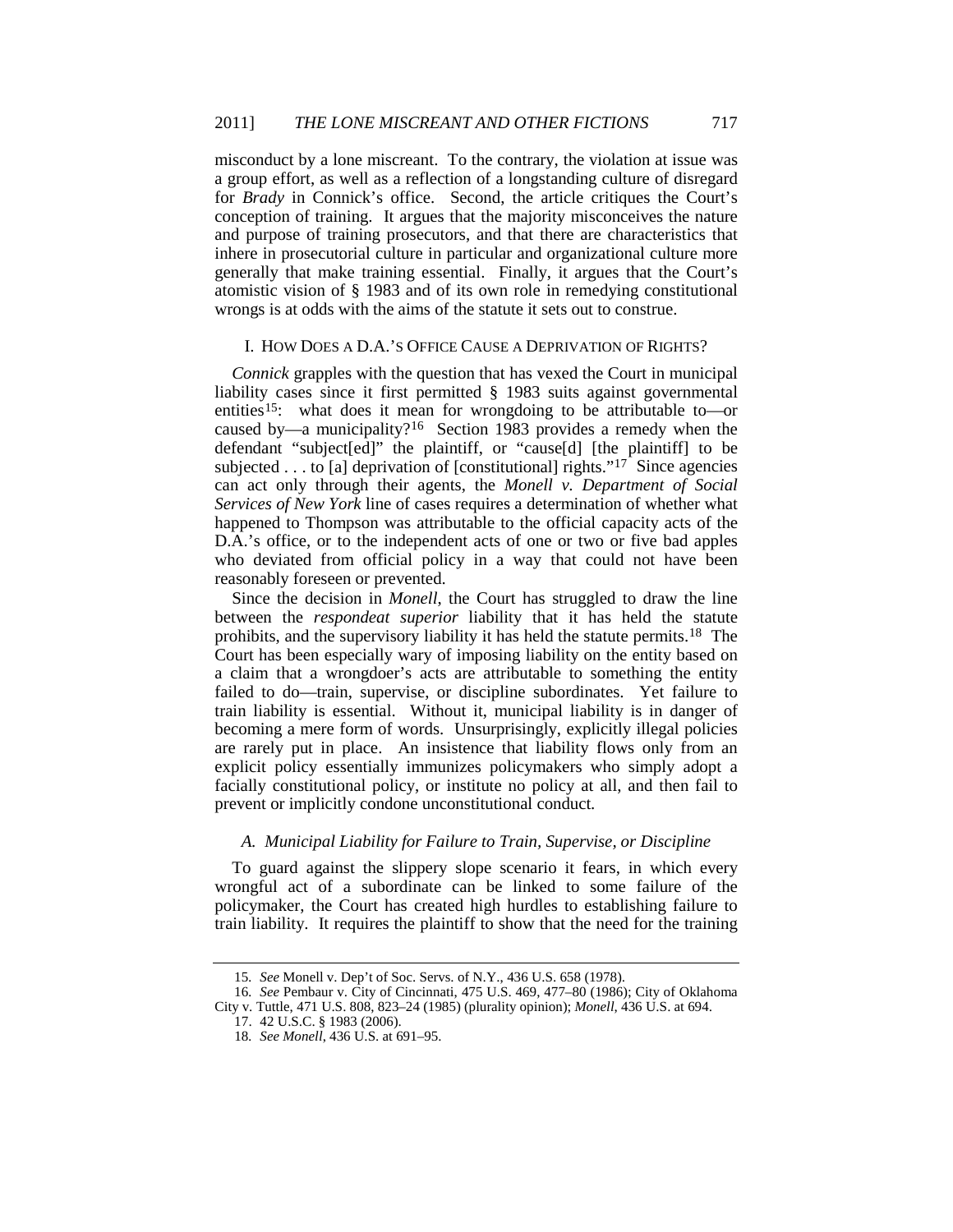misconduct by a lone miscreant. To the contrary, the violation at issue was a group effort, as well as a reflection of a longstanding culture of disregard for *Brady* in Connick's office. Second, the article critiques the Court's conception of training. It argues that the majority misconceives the nature and purpose of training prosecutors, and that there are characteristics that inhere in prosecutorial culture in particular and organizational culture more generally that make training essential. Finally, it argues that the Court's atomistic vision of § 1983 and of its own role in remedying constitutional wrongs is at odds with the aims of the statute it sets out to construe.

## I. How Does a D.A.'s Office Cause a Deprivation of Rights?

*Connick* grapples with the question that has vexed the Court in municipal liability cases since it first permitted § 1983 suits against governmental entities[15]: what does it mean for wrongdoing to be attributable to—or caused by—a municipality?[16] Section 1983 provides a remedy when the defendant "subject[ed]" the plaintiff, or "cause[d] [the plaintiff] to be subjected . . . to [a] deprivation of [constitutional] rights."[17] Since agencies can act only through their agents, the *Monell v. Department of Social Services of New York* line of cases requires a determination of whether what happened to Thompson was attributable to the official capacity acts of the D.A.'s office, or to the independent acts of one or two or five bad apples who deviated from official policy in a way that could not have been reasonably foreseen or prevented.

Since the decision in *Monell*, the Court has struggled to draw the line between the *respondeat superior* liability that it has held the statute prohibits, and the supervisory liability it has held the statute permits.[18] The Court has been especially wary of imposing liability on the entity based on a claim that a wrongdoer's acts are attributable to something the entity failed to do—train, supervise, or discipline subordinates. Yet failure to train liability is essential. Without it, municipal liability is in danger of becoming a mere form of words. Unsurprisingly, explicitly illegal policies are rarely put in place. An insistence that liability flows only from an explicit policy essentially immunizes policymakers who simply adopt a facially constitutional policy, or institute no policy at all, and then fail to prevent or implicitly condone unconstitutional conduct.

### A. Municipal Liability for Failure to Train, Supervise, or Discipline

To guard against the slippery slope scenario it fears, in which every wrongful act of a subordinate can be linked to some failure of the policymaker, the Court has created high hurdles to establishing failure to train liability. It requires the plaintiff to show that the need for the training

---

15. *See* Monell v. Dep't of Soc. Servs. of N.Y., 436 U.S. 658 (1978).

16. *See* Pembaur v. City of Cincinnati, 475 U.S. 469, 477–80 (1986); City of Oklahoma City v. Tuttle, 471 U.S. 808, 823–24 (1985) (plurality opinion); *Monell*, 436 U.S. at 694.

17. 42 U.S.C. § 1983 (2006).

18. *See Monell*, 436 U.S. at 691–95.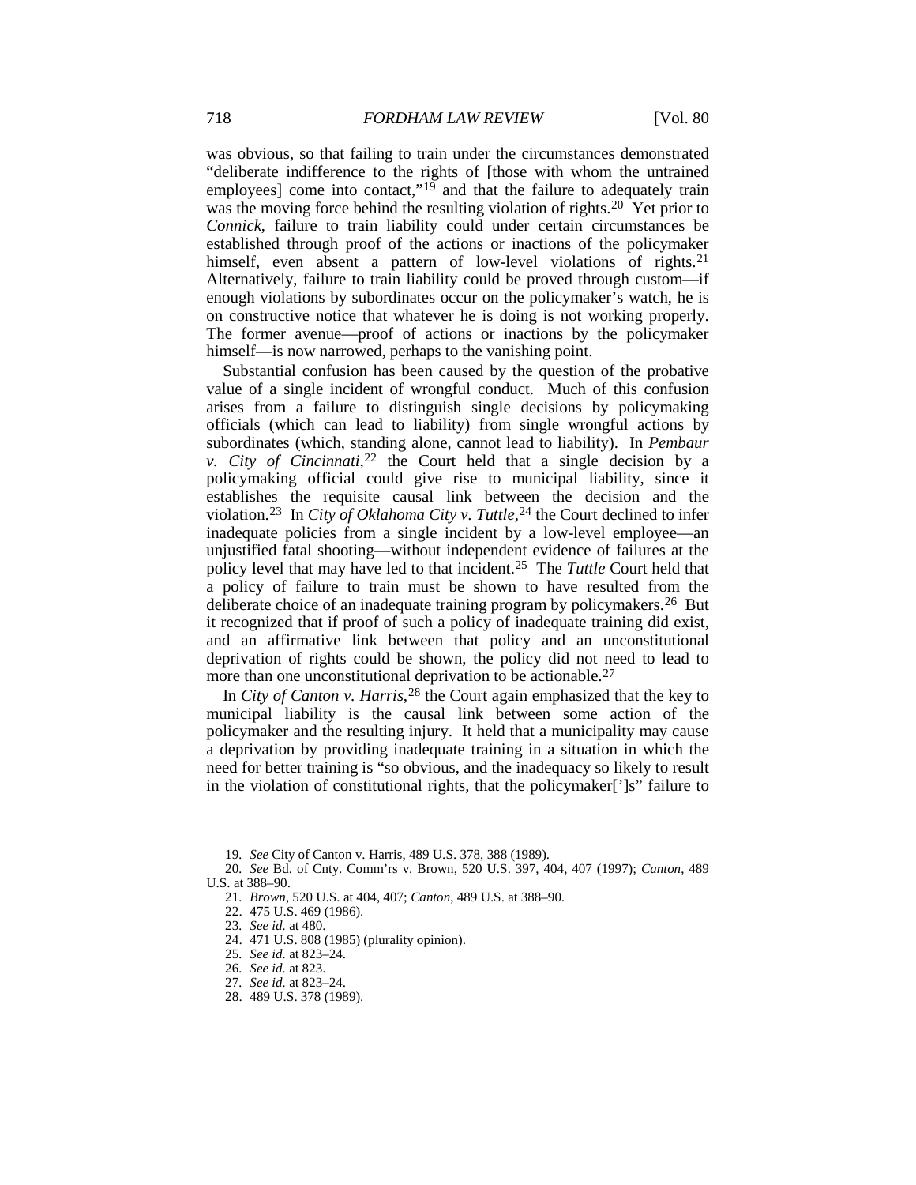was obvious, so that failing to train under the circumstances demonstrated "deliberate indifference to the rights of [those with whom the untrained employees] come into contact,"[19] and that the failure to adequately train was the moving force behind the resulting violation of rights.[20] Yet prior to *Connick*, failure to train liability could under certain circumstances be established through proof of the actions or inactions of the policymaker himself, even absent a pattern of low-level violations of rights.[21] Alternatively, failure to train liability could be proved through custom—if enough violations by subordinates occur on the policymaker's watch, he is on constructive notice that whatever he is doing is not working properly. The former avenue—proof of actions or inactions by the policymaker himself—is now narrowed, perhaps to the vanishing point.

Substantial confusion has been caused by the question of the probative value of a single incident of wrongful conduct. Much of this confusion arises from a failure to distinguish single decisions by policymaking officials (which can lead to liability) from single wrongful actions by subordinates (which, standing alone, cannot lead to liability). In *Pembaur v. City of Cincinnati*,[22] the Court held that a single decision by a policymaking official could give rise to municipal liability, since it establishes the requisite causal link between the decision and the violation.[23] In *City of Oklahoma City v. Tuttle*,[24] the Court declined to infer inadequate policies from a single incident by a low-level employee—an unjustified fatal shooting—without independent evidence of failures at the policy level that may have led to that incident.[25] The *Tuttle* Court held that a policy of failure to train must be shown to have resulted from the deliberate choice of an inadequate training program by policymakers.[26] But it recognized that if proof of such a policy of inadequate training did exist, and an affirmative link between that policy and an unconstitutional deprivation of rights could be shown, the policy did not need to lead to more than one unconstitutional deprivation to be actionable.[27]

In *City of Canton v. Harris*,[28] the Court again emphasized that the key to municipal liability is the causal link between some action of the policymaker and the resulting injury. It held that a municipality may cause a deprivation by providing inadequate training in a situation in which the need for better training is "so obvious, and the inadequacy so likely to result in the violation of constitutional rights, that the policymaker[']s" failure to

---

19. *See* City of Canton v. Harris, 489 U.S. 378, 388 (1989).

20. *See* Bd. of Cnty. Comm'rs v. Brown, 520 U.S. 397, 404, 407 (1997); *Canton*, 489 U.S. at 388–90.

21. *Brown*, 520 U.S. at 404, 407; *Canton*, 489 U.S. at 388–90.

22. 475 U.S. 469 (1986).

23. *See id.* at 480.

24. 471 U.S. 808 (1985) (plurality opinion).

25. *See id.* at 823–24.

26. *See id.* at 823.

27. *See id.* at 823–24.

28. 489 U.S. 378 (1989).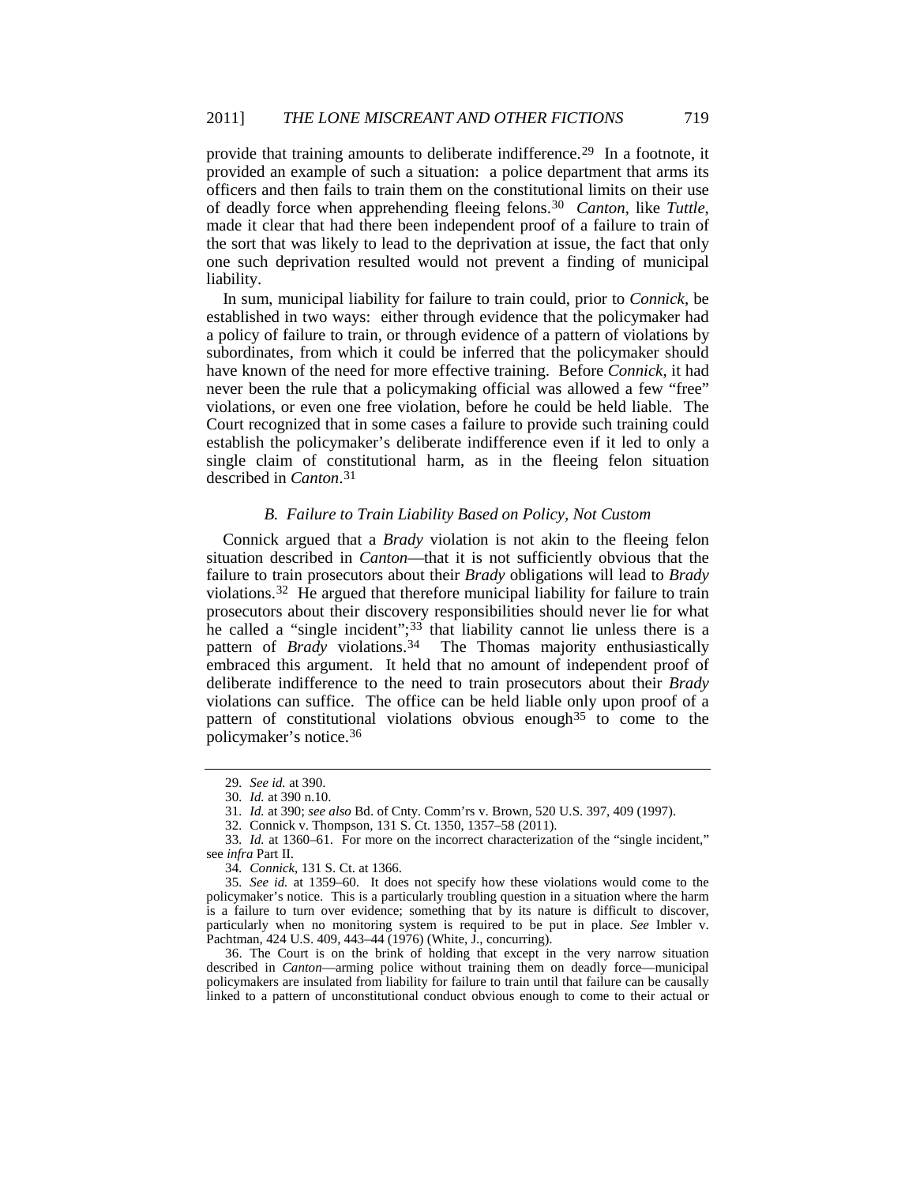provide that training amounts to deliberate indifference.[29] In a footnote, it provided an example of such a situation: a police department that arms its officers and then fails to train them on the constitutional limits on their use of deadly force when apprehending fleeing felons.[30] *Canton*, like *Tuttle*, made it clear that had there been independent proof of a failure to train of the sort that was likely to lead to the deprivation at issue, the fact that only one such deprivation resulted would not prevent a finding of municipal liability.

In sum, municipal liability for failure to train could, prior to *Connick*, be established in two ways: either through evidence that the policymaker had a policy of failure to train, or through evidence of a pattern of violations by subordinates, from which it could be inferred that the policymaker should have known of the need for more effective training. Before *Connick*, it had never been the rule that a policymaking official was allowed a few "free" violations, or even one free violation, before he could be held liable. The Court recognized that in some cases a failure to provide such training could establish the policymaker's deliberate indifference even if it led to only a single claim of constitutional harm, as in the fleeing felon situation described in *Canton*.[31]

### *B. Failure to Train Liability Based on Policy, Not Custom*

Connick argued that a *Brady* violation is not akin to the fleeing felon situation described in *Canton*—that it is not sufficiently obvious that the failure to train prosecutors about their *Brady* obligations will lead to *Brady* violations.[32] He argued that therefore municipal liability for failure to train prosecutors about their discovery responsibilities should never lie for what he called a "single incident";[33] that liability cannot lie unless there is a pattern of *Brady* violations.[34] The Thomas majority enthusiastically embraced this argument. It held that no amount of independent proof of deliberate indifference to the need to train prosecutors about their *Brady* violations can suffice. The office can be held liable only upon proof of a pattern of constitutional violations obvious enough[35] to come to the policymaker's notice.[36]

29. *See id.* at 390.

30. *Id.* at 390 n.10.

31. *Id.* at 390; *see also* Bd. of Cnty. Comm'rs v. Brown, 520 U.S. 397, 409 (1997).

32. Connick v. Thompson, 131 S. Ct. 1350, 1357–58 (2011).

33. *Id.* at 1360–61. For more on the incorrect characterization of the "single incident," see *infra* Part II.

34. *Connick*, 131 S. Ct. at 1366.

35. *See id.* at 1359–60. It does not specify how these violations would come to the policymaker's notice. This is a particularly troubling question in a situation where the harm is a failure to turn over evidence; something that by its nature is difficult to discover, particularly when no monitoring system is required to be put in place. *See* Imbler v. Pachtman, 424 U.S. 409, 443–44 (1976) (White, J., concurring).

36. The Court is on the brink of holding that except in the very narrow situation described in *Canton*—arming police without training them on deadly force—municipal policymakers are insulated from liability for failure to train until that failure can be causally linked to a pattern of unconstitutional conduct obvious enough to come to their actual or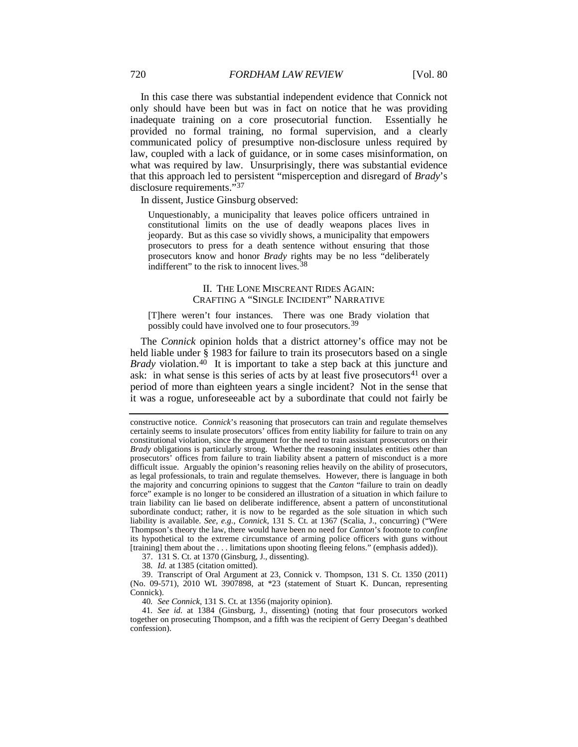In this case there was substantial independent evidence that Connick not only should have been but was in fact on notice that he was providing inadequate training on a core prosecutorial function. Essentially he provided no formal training, no formal supervision, and a clearly communicated policy of presumptive non-disclosure unless required by law, coupled with a lack of guidance, or in some cases misinformation, on what was required by law. Unsurprisingly, there was substantial evidence that this approach led to persistent "misperception and disregard of *Brady*'s disclosure requirements."[37]

In dissent, Justice Ginsburg observed:

> Unquestionably, a municipality that leaves police officers untrained in constitutional limits on the use of deadly weapons places lives in jeopardy. But as this case so vividly shows, a municipality that empowers prosecutors to press for a death sentence without ensuring that those prosecutors know and honor *Brady* rights may be no less "deliberately indifferent" to the risk to innocent lives.[38]

## II. THE LONE MISCREANT RIDES AGAIN: CRAFTING A "SINGLE INCIDENT" NARRATIVE

> [T]here weren't four instances. There was one Brady violation that possibly could have involved one to four prosecutors.[39]

The *Connick* opinion holds that a district attorney's office may not be held liable under § 1983 for failure to train its prosecutors based on a single *Brady* violation.[40] It is important to take a step back at this juncture and ask: in what sense is this series of acts by at least five prosecutors[41] over a period of more than eighteen years a single incident? Not in the sense that it was a rogue, unforeseeable act by a subordinate that could not fairly be

---

constructive notice. *Connick*'s reasoning that prosecutors can train and regulate themselves certainly seems to insulate prosecutors' offices from entity liability for failure to train on any constitutional violation, since the argument for the need to train assistant prosecutors on their *Brady* obligations is particularly strong. Whether the reasoning insulates entities other than prosecutors' offices from failure to train liability absent a pattern of misconduct is a more difficult issue. Arguably the opinion's reasoning relies heavily on the ability of prosecutors, as legal professionals, to train and regulate themselves. However, there is language in both the majority and concurring opinions to suggest that the *Canton* "failure to train on deadly force" example is no longer to be considered an illustration of a situation in which failure to train liability can lie based on deliberate indifference, absent a pattern of unconstitutional subordinate conduct; rather, it is now to be regarded as the sole situation in which such liability is available. *See, e.g.*, *Connick*, 131 S. Ct. at 1367 (Scalia, J., concurring) ("Were Thompson's theory the law, there would have been no need for *Canton*'s footnote to *confine* its hypothetical to the extreme circumstance of arming police officers with guns without [training] them about the . . . limitations upon shooting fleeing felons." (emphasis added)).

37. 131 S. Ct. at 1370 (Ginsburg, J., dissenting).

38. *Id.* at 1385 (citation omitted).

39. Transcript of Oral Argument at 23, Connick v. Thompson, 131 S. Ct. 1350 (2011) (No. 09-571), 2010 WL 3907898, at *23 (statement of Stuart K. Duncan, representing Connick).

40. *See Connick*, 131 S. Ct. at 1356 (majority opinion).

41. *See id.* at 1384 (Ginsburg, J., dissenting) (noting that four prosecutors worked together on prosecuting Thompson, and a fifth was the recipient of Gerry Deegan's deathbed confession).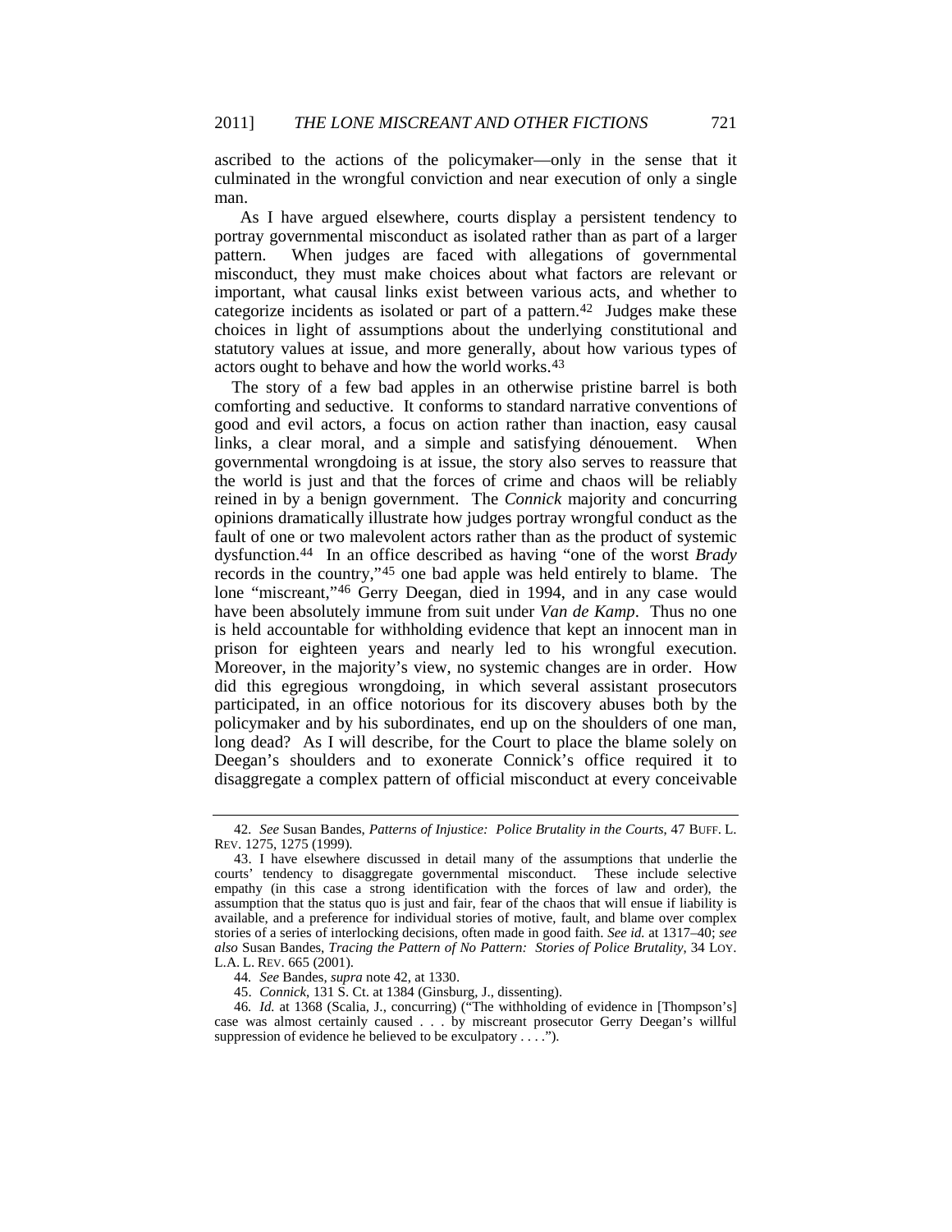ascribed to the actions of the policymaker—only in the sense that it culminated in the wrongful conviction and near execution of only a single man.

As I have argued elsewhere, courts display a persistent tendency to portray governmental misconduct as isolated rather than as part of a larger pattern. When judges are faced with allegations of governmental misconduct, they must make choices about what factors are relevant or important, what causal links exist between various acts, and whether to categorize incidents as isolated or part of a pattern.[42] Judges make these choices in light of assumptions about the underlying constitutional and statutory values at issue, and more generally, about how various types of actors ought to behave and how the world works.[43]

The story of a few bad apples in an otherwise pristine barrel is both comforting and seductive. It conforms to standard narrative conventions of good and evil actors, a focus on action rather than inaction, easy causal links, a clear moral, and a simple and satisfying dénouement. When governmental wrongdoing is at issue, the story also serves to reassure that the world is just and that the forces of crime and chaos will be reliably reined in by a benign government. The *Connick* majority and concurring opinions dramatically illustrate how judges portray wrongful conduct as the fault of one or two malevolent actors rather than as the product of systemic dysfunction.[44] In an office described as having "one of the worst *Brady* records in the country,"[45] one bad apple was held entirely to blame. The lone "miscreant,"[46] Gerry Deegan, died in 1994, and in any case would have been absolutely immune from suit under *Van de Kamp*. Thus no one is held accountable for withholding evidence that kept an innocent man in prison for eighteen years and nearly led to his wrongful execution. Moreover, in the majority's view, no systemic changes are in order. How did this egregious wrongdoing, in which several assistant prosecutors participated, in an office notorious for its discovery abuses both by the policymaker and by his subordinates, end up on the shoulders of one man, long dead? As I will describe, for the Court to place the blame solely on Deegan's shoulders and to exonerate Connick's office required it to disaggregate a complex pattern of official misconduct at every conceivable

---

42. *See* Susan Bandes, *Patterns of Injustice: Police Brutality in the Courts*, 47 BUFF. L. REV. 1275, 1275 (1999).

43. I have elsewhere discussed in detail many of the assumptions that underlie the courts' tendency to disaggregate governmental misconduct. These include selective empathy (in this case a strong identification with the forces of law and order), the assumption that the status quo is just and fair, fear of the chaos that will ensue if liability is available, and a preference for individual stories of motive, fault, and blame over complex stories of a series of interlocking decisions, often made in good faith. *See id.* at 1317–40; *see also* Susan Bandes, *Tracing the Pattern of No Pattern: Stories of Police Brutality*, 34 LOY. L.A. L. REV. 665 (2001).

44. *See* Bandes, *supra* note 42, at 1330.

45. *Connick*, 131 S. Ct. at 1384 (Ginsburg, J., dissenting).

46. *Id.* at 1368 (Scalia, J., concurring) ("The withholding of evidence in [Thompson's] case was almost certainly caused . . . by miscreant prosecutor Gerry Deegan's willful suppression of evidence he believed to be exculpatory . . . .").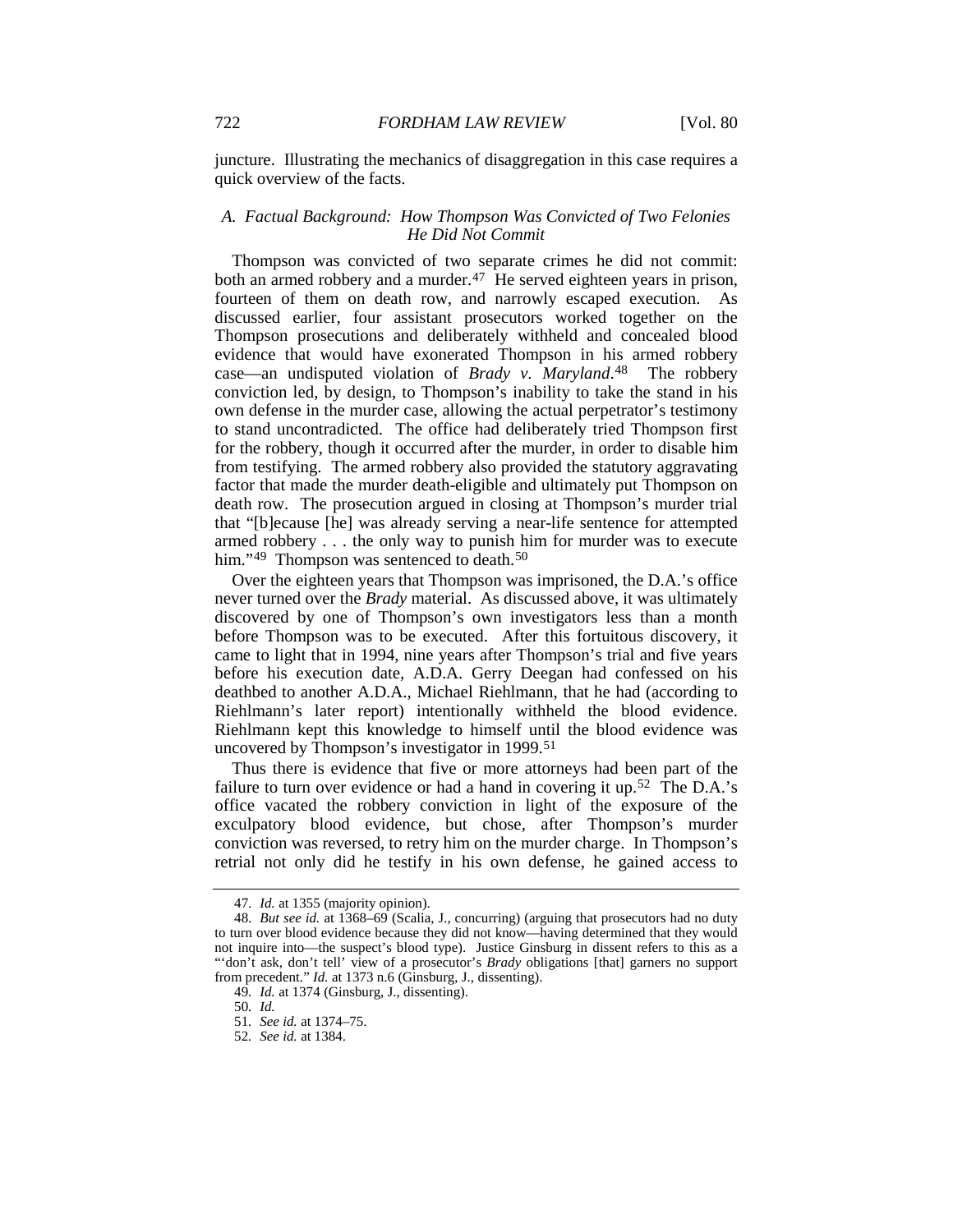juncture. Illustrating the mechanics of disaggregation in this case requires a quick overview of the facts.

### *A. Factual Background: How Thompson Was Convicted of Two Felonies He Did Not Commit*

Thompson was convicted of two separate crimes he did not commit: both an armed robbery and a murder.[47] He served eighteen years in prison, fourteen of them on death row, and narrowly escaped execution. As discussed earlier, four assistant prosecutors worked together on the Thompson prosecutions and deliberately withheld and concealed blood evidence that would have exonerated Thompson in his armed robbery case—an undisputed violation of *Brady v. Maryland*.[48] The robbery conviction led, by design, to Thompson's inability to take the stand in his own defense in the murder case, allowing the actual perpetrator's testimony to stand uncontradicted. The office had deliberately tried Thompson first for the robbery, though it occurred after the murder, in order to disable him from testifying. The armed robbery also provided the statutory aggravating factor that made the murder death-eligible and ultimately put Thompson on death row. The prosecution argued in closing at Thompson's murder trial that "[b]ecause [he] was already serving a near-life sentence for attempted armed robbery . . . the only way to punish him for murder was to execute him."[49] Thompson was sentenced to death.[50]

Over the eighteen years that Thompson was imprisoned, the D.A.'s office never turned over the *Brady* material. As discussed above, it was ultimately discovered by one of Thompson's own investigators less than a month before Thompson was to be executed. After this fortuitous discovery, it came to light that in 1994, nine years after Thompson's trial and five years before his execution date, A.D.A. Gerry Deegan had confessed on his deathbed to another A.D.A., Michael Riehlmann, that he had (according to Riehlmann's later report) intentionally withheld the blood evidence. Riehlmann kept this knowledge to himself until the blood evidence was uncovered by Thompson's investigator in 1999.[51]

Thus there is evidence that five or more attorneys had been part of the failure to turn over evidence or had a hand in covering it up.[52] The D.A.'s office vacated the robbery conviction in light of the exposure of the exculpatory blood evidence, but chose, after Thompson's murder conviction was reversed, to retry him on the murder charge. In Thompson's retrial not only did he testify in his own defense, he gained access to

---

47. *Id.* at 1355 (majority opinion).

48. *But see id.* at 1368–69 (Scalia, J., concurring) (arguing that prosecutors had no duty to turn over blood evidence because they did not know—having determined that they would not inquire into—the suspect's blood type). Justice Ginsburg in dissent refers to this as a "'don't ask, don't tell' view of a prosecutor's *Brady* obligations [that] garners no support from precedent." *Id.* at 1373 n.6 (Ginsburg, J., dissenting).

49. *Id.* at 1374 (Ginsburg, J., dissenting).

50. *Id.*

51. *See id.* at 1374–75.

52. *See id.* at 1384.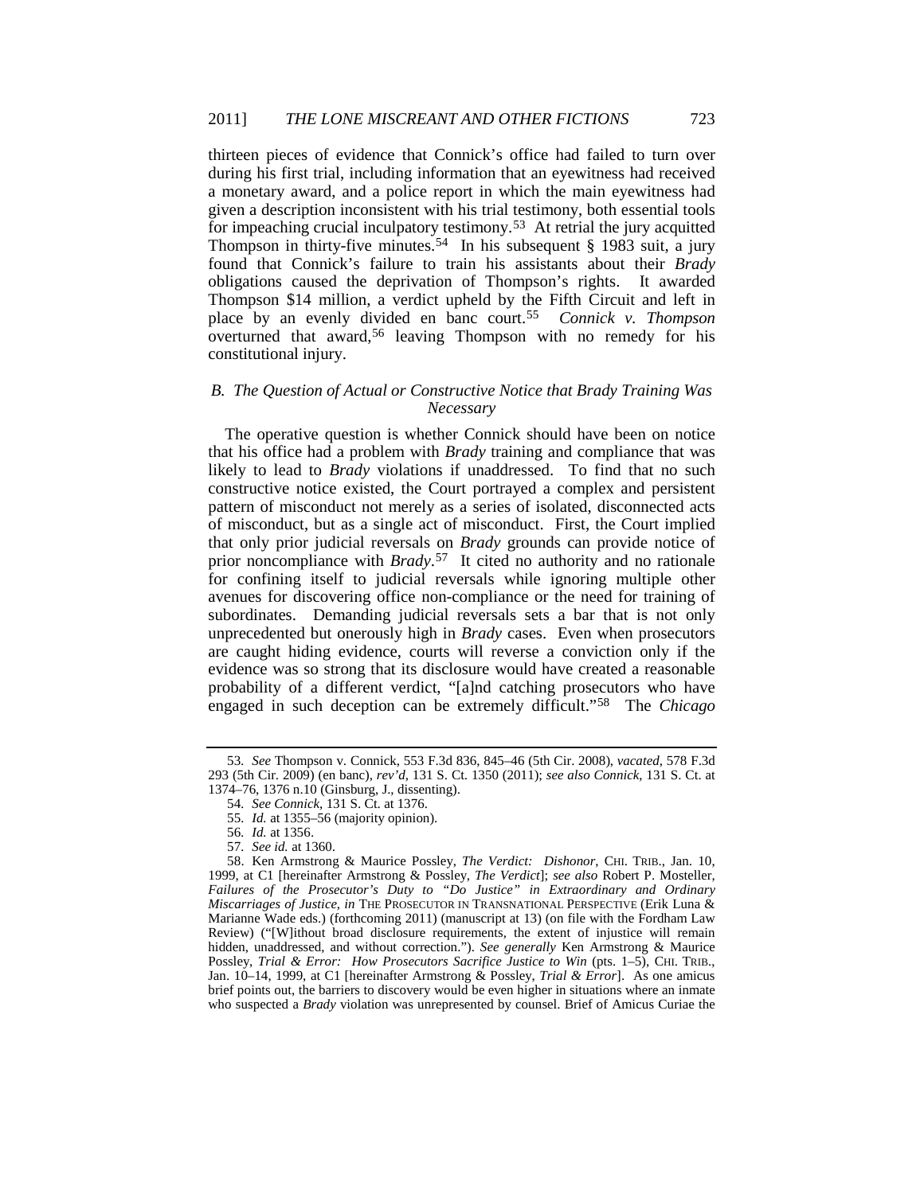thirteen pieces of evidence that Connick's office had failed to turn over during his first trial, including information that an eyewitness had received a monetary award, and a police report in which the main eyewitness had given a description inconsistent with his trial testimony, both essential tools for impeaching crucial inculpatory testimony.[53] At retrial the jury acquitted Thompson in thirty-five minutes.[54] In his subsequent § 1983 suit, a jury found that Connick's failure to train his assistants about their *Brady* obligations caused the deprivation of Thompson's rights. It awarded Thompson $14 million, a verdict upheld by the Fifth Circuit and left in place by an evenly divided en banc court.[55] *Connick v. Thompson* overturned that award,[56] leaving Thompson with no remedy for his constitutional injury.

### *B. The Question of Actual or Constructive Notice that Brady Training Was Necessary*

The operative question is whether Connick should have been on notice that his office had a problem with *Brady* training and compliance that was likely to lead to *Brady* violations if unaddressed. To find that no such constructive notice existed, the Court portrayed a complex and persistent pattern of misconduct not merely as a series of isolated, disconnected acts of misconduct, but as a single act of misconduct. First, the Court implied that only prior judicial reversals on *Brady* grounds can provide notice of prior noncompliance with *Brady*.[57] It cited no authority and no rationale for confining itself to judicial reversals while ignoring multiple other avenues for discovering office non-compliance or the need for training of subordinates. Demanding judicial reversals sets a bar that is not only unprecedented but onerously high in *Brady* cases. Even when prosecutors are caught hiding evidence, courts will reverse a conviction only if the evidence was so strong that its disclosure would have created a reasonable probability of a different verdict, "[a]nd catching prosecutors who have engaged in such deception can be extremely difficult."[58] The *Chicago*

---

53. *See* Thompson v. Connick, 553 F.3d 836, 845–46 (5th Cir. 2008), *vacated*, 578 F.3d 293 (5th Cir. 2009) (en banc), *rev'd*, 131 S. Ct. 1350 (2011); *see also Connick*, 131 S. Ct. at 1374–76, 1376 n.10 (Ginsburg, J., dissenting).

54. *See Connick*, 131 S. Ct. at 1376.

55. *Id.* at 1355–56 (majority opinion).

56. *Id.* at 1356.

57. *See id.* at 1360.

58. Ken Armstrong & Maurice Possley, *The Verdict: Dishonor*, CHI. TRIB., Jan. 10, 1999, at C1 [hereinafter Armstrong & Possley, *The Verdict*]; *see also* Robert P. Mosteller, *Failures of the Prosecutor's Duty to "Do Justice" in Extraordinary and Ordinary Miscarriages of Justice*, *in* THE PROSECUTOR IN TRANSNATIONAL PERSPECTIVE (Erik Luna & Marianne Wade eds.) (forthcoming 2011) (manuscript at 13) (on file with the Fordham Law Review) ("[W]ithout broad disclosure requirements, the extent of injustice will remain hidden, unaddressed, and without correction."). *See generally* Ken Armstrong & Maurice Possley, *Trial & Error: How Prosecutors Sacrifice Justice to Win* (pts. 1–5), CHI. TRIB., Jan. 10–14, 1999, at C1 [hereinafter Armstrong & Possley, *Trial & Error*]. As one amicus brief points out, the barriers to discovery would be even higher in situations where an inmate who suspected a *Brady* violation was unrepresented by counsel. Brief of Amicus Curiae the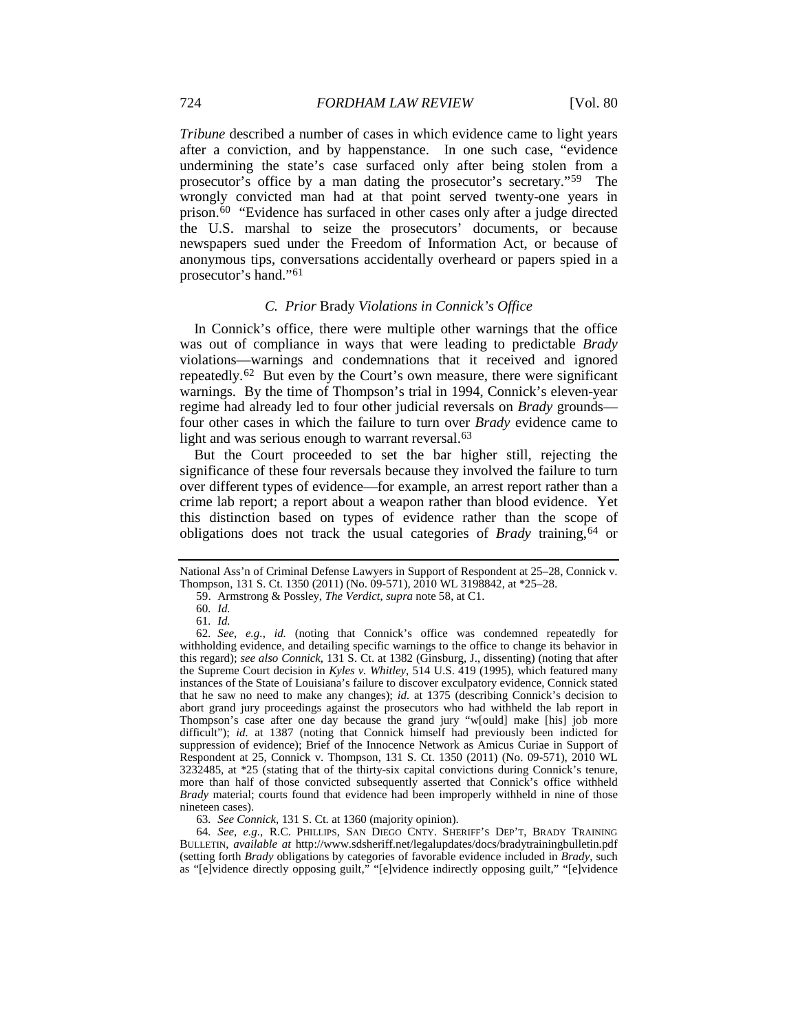*Tribune* described a number of cases in which evidence came to light years after a conviction, and by happenstance. In one such case, "evidence undermining the state's case surfaced only after being stolen from a prosecutor's office by a man dating the prosecutor's secretary."[59] The wrongly convicted man had at that point served twenty-one years in prison.[60] "Evidence has surfaced in other cases only after a judge directed the U.S. marshal to seize the prosecutors' documents, or because newspapers sued under the Freedom of Information Act, or because of anonymous tips, conversations accidentally overheard or papers spied in a prosecutor's hand."[61]

### *C. Prior* Brady *Violations in Connick's Office*

In Connick's office, there were multiple other warnings that the office was out of compliance in ways that were leading to predictable *Brady* violations—warnings and condemnations that it received and ignored repeatedly.[62] But even by the Court's own measure, there were significant warnings. By the time of Thompson's trial in 1994, Connick's eleven-year regime had already led to four other judicial reversals on *Brady* grounds—four other cases in which the failure to turn over *Brady* evidence came to light and was serious enough to warrant reversal.[63]

But the Court proceeded to set the bar higher still, rejecting the significance of these four reversals because they involved the failure to turn over different types of evidence—for example, an arrest report rather than a crime lab report; a report about a weapon rather than blood evidence. Yet this distinction based on types of evidence rather than the scope of obligations does not track the usual categories of *Brady* training,[64] or

---

National Ass'n of Criminal Defense Lawyers in Support of Respondent at 25–28, Connick v. Thompson, 131 S. Ct. 1350 (2011) (No. 09-571), 2010 WL 3198842, at *25–28.

59. Armstrong & Possley, *The Verdict*, *supra* note 58, at C1.

60. *Id.*

61. *Id.*

62. *See, e.g.*, *id.* (noting that Connick's office was condemned repeatedly for withholding evidence, and detailing specific warnings to the office to change its behavior in this regard); *see also Connick*, 131 S. Ct. at 1382 (Ginsburg, J., dissenting) (noting that after the Supreme Court decision in *Kyles v. Whitley*, 514 U.S. 419 (1995), which featured many instances of the State of Louisiana's failure to discover exculpatory evidence, Connick stated that he saw no need to make any changes); *id.* at 1375 (describing Connick's decision to abort grand jury proceedings against the prosecutors who had withheld the lab report in Thompson's case after one day because the grand jury "w[ould] make [his] job more difficult"); *id.* at 1387 (noting that Connick himself had previously been indicted for suppression of evidence); Brief of the Innocence Network as Amicus Curiae in Support of Respondent at 25, Connick v. Thompson, 131 S. Ct. 1350 (2011) (No. 09-571), 2010 WL 3232485, at *25 (stating that of the thirty-six capital convictions during Connick's tenure, more than half of those convicted subsequently asserted that Connick's office withheld *Brady* material; courts found that evidence had been improperly withheld in nine of those nineteen cases).

63. *See Connick*, 131 S. Ct. at 1360 (majority opinion).

64. *See, e.g.*, R.C. PHILLIPS, SAN DIEGO CNTY. SHERIFF'S DEP'T, BRADY TRAINING BULLETIN, *available at* http://www.sdsheriff.net/legalupdates/docs/bradytrainingbulletin.pdf (setting forth *Brady* obligations by categories of favorable evidence included in *Brady*, such as "[e]vidence directly opposing guilt," "[e]vidence indirectly opposing guilt," "[e]vidence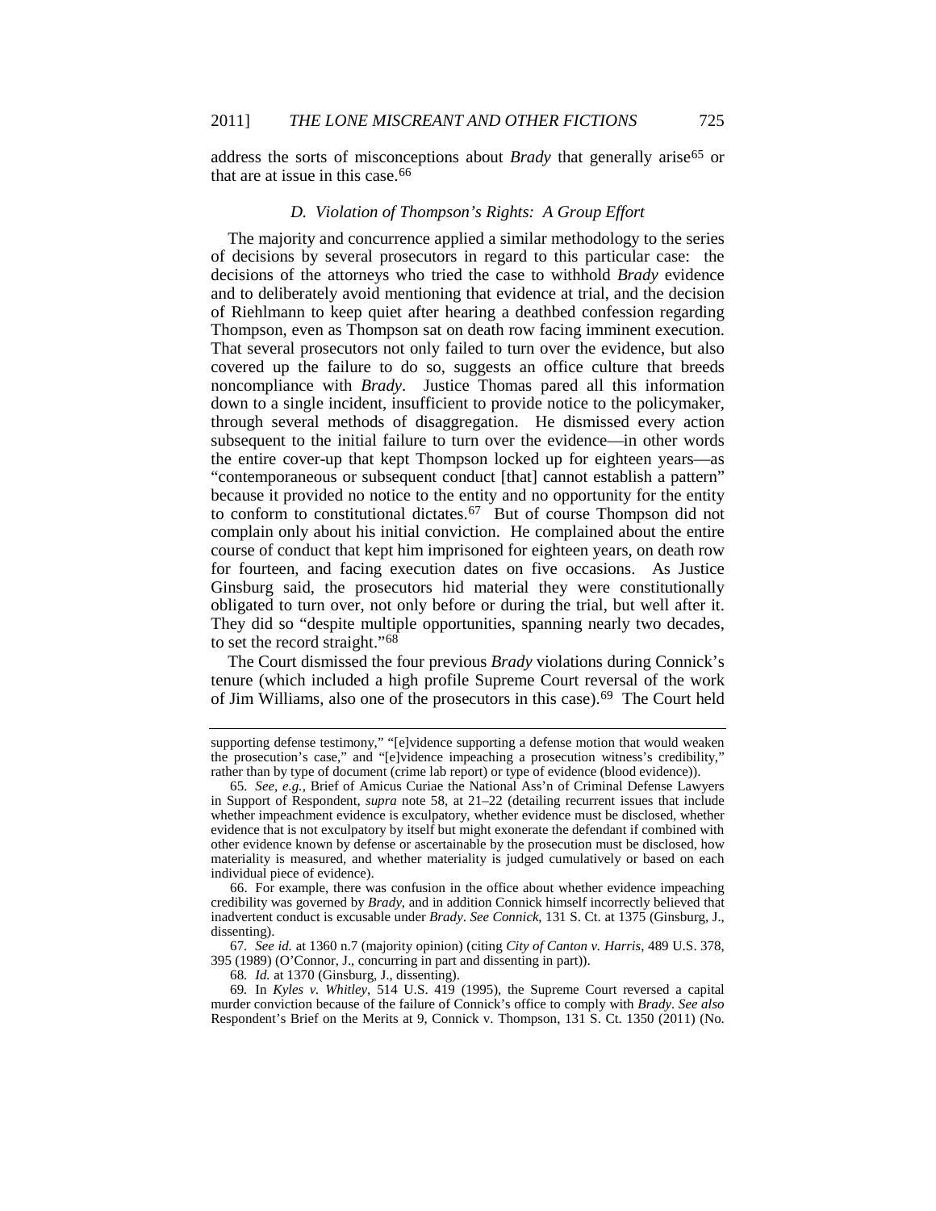address the sorts of misconceptions about *Brady* that generally arise[65] or that are at issue in this case.[66]

### *D. Violation of Thompson's Rights: A Group Effort*

The majority and concurrence applied a similar methodology to the series of decisions by several prosecutors in regard to this particular case: the decisions of the attorneys who tried the case to withhold *Brady* evidence and to deliberately avoid mentioning that evidence at trial, and the decision of Riehlmann to keep quiet after hearing a deathbed confession regarding Thompson, even as Thompson sat on death row facing imminent execution. That several prosecutors not only failed to turn over the evidence, but also covered up the failure to do so, suggests an office culture that breeds noncompliance with *Brady*. Justice Thomas pared all this information down to a single incident, insufficient to provide notice to the policymaker, through several methods of disaggregation. He dismissed every action subsequent to the initial failure to turn over the evidence—in other words the entire cover-up that kept Thompson locked up for eighteen years—as "contemporaneous or subsequent conduct [that] cannot establish a pattern" because it provided no notice to the entity and no opportunity for the entity to conform to constitutional dictates.[67] But of course Thompson did not complain only about his initial conviction. He complained about the entire course of conduct that kept him imprisoned for eighteen years, on death row for fourteen, and facing execution dates on five occasions. As Justice Ginsburg said, the prosecutors hid material they were constitutionally obligated to turn over, not only before or during the trial, but well after it. They did so "despite multiple opportunities, spanning nearly two decades, to set the record straight."[68]

The Court dismissed the four previous *Brady* violations during Connick's tenure (which included a high profile Supreme Court reversal of the work of Jim Williams, also one of the prosecutors in this case).[69] The Court held

---

supporting defense testimony," "[e]vidence supporting a defense motion that would weaken the prosecution's case," and "[e]vidence impeaching a prosecution witness's credibility," rather than by type of document (crime lab report) or type of evidence (blood evidence)).

65. *See, e.g.*, Brief of Amicus Curiae the National Ass'n of Criminal Defense Lawyers in Support of Respondent, *supra* note 58, at 21–22 (detailing recurrent issues that include whether impeachment evidence is exculpatory, whether evidence must be disclosed, whether evidence that is not exculpatory by itself but might exonerate the defendant if combined with other evidence known by defense or ascertainable by the prosecution must be disclosed, how materiality is measured, and whether materiality is judged cumulatively or based on each individual piece of evidence).

66. For example, there was confusion in the office about whether evidence impeaching credibility was governed by *Brady*, and in addition Connick himself incorrectly believed that inadvertent conduct is excusable under *Brady*. *See Connick*, 131 S. Ct. at 1375 (Ginsburg, J., dissenting).

67. *See id.* at 1360 n.7 (majority opinion) (citing *City of Canton v. Harris*, 489 U.S. 378, 395 (1989) (O'Connor, J., concurring in part and dissenting in part)).

68. *Id.* at 1370 (Ginsburg, J., dissenting).

69. In *Kyles v. Whitley*, 514 U.S. 419 (1995), the Supreme Court reversed a capital murder conviction because of the failure of Connick's office to comply with *Brady*. *See also* Respondent's Brief on the Merits at 9, Connick v. Thompson, 131 S. Ct. 1350 (2011) (No.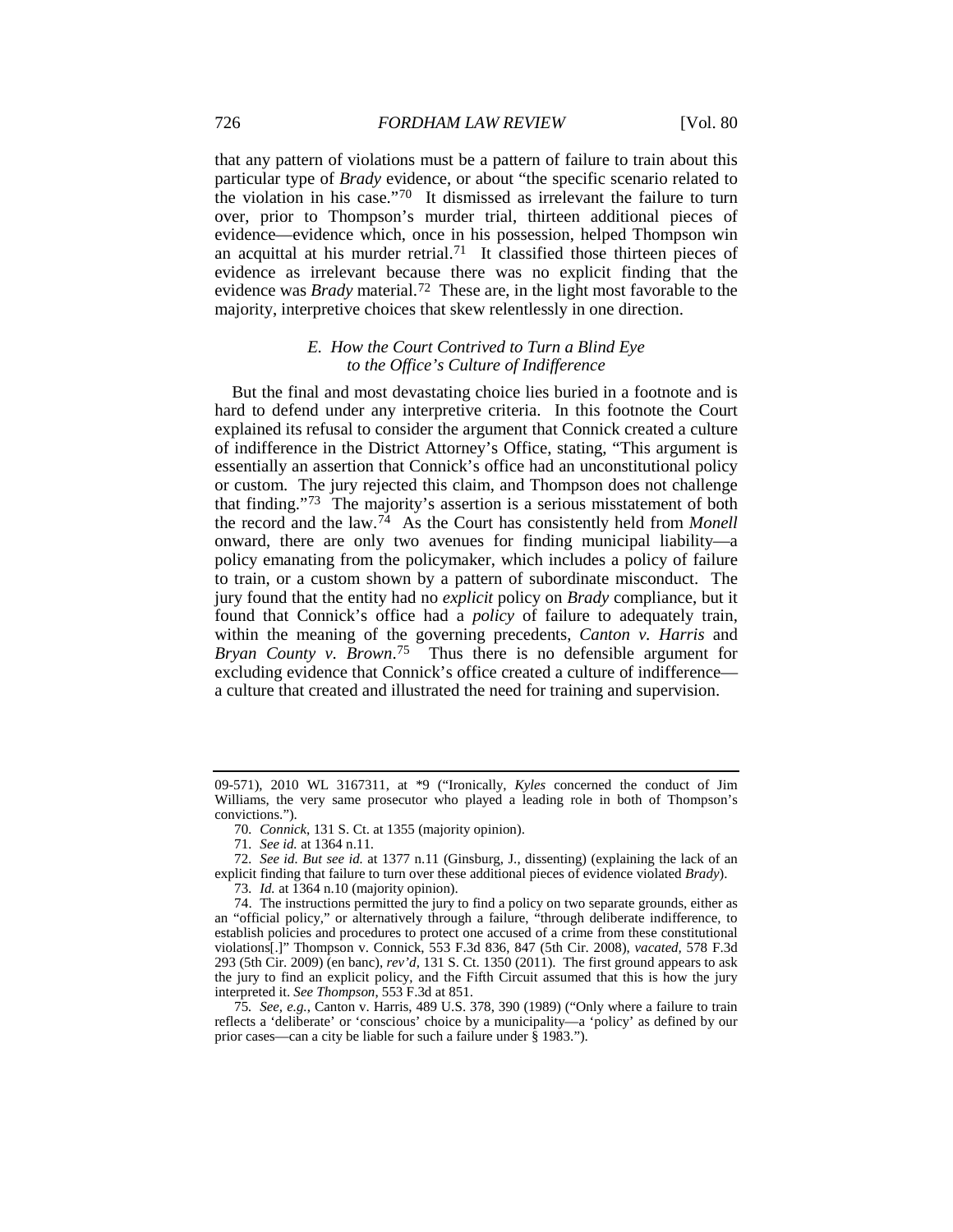that any pattern of violations must be a pattern of failure to train about this particular type of *Brady* evidence, or about "the specific scenario related to the violation in his case."[70] It dismissed as irrelevant the failure to turn over, prior to Thompson's murder trial, thirteen additional pieces of evidence—evidence which, once in his possession, helped Thompson win an acquittal at his murder retrial.[71] It classified those thirteen pieces of evidence as irrelevant because there was no explicit finding that the evidence was *Brady* material.[72] These are, in the light most favorable to the majority, interpretive choices that skew relentlessly in one direction.

### *E. How the Court Contrived to Turn a Blind Eye to the Office's Culture of Indifference*

But the final and most devastating choice lies buried in a footnote and is hard to defend under any interpretive criteria. In this footnote the Court explained its refusal to consider the argument that Connick created a culture of indifference in the District Attorney's Office, stating, "This argument is essentially an assertion that Connick's office had an unconstitutional policy or custom. The jury rejected this claim, and Thompson does not challenge that finding."[73] The majority's assertion is a serious misstatement of both the record and the law.[74] As the Court has consistently held from *Monell* onward, there are only two avenues for finding municipal liability—a policy emanating from the policymaker, which includes a policy of failure to train, or a custom shown by a pattern of subordinate misconduct. The jury found that the entity had no *explicit* policy on *Brady* compliance, but it found that Connick's office had a *policy* of failure to adequately train, within the meaning of the governing precedents, *Canton v. Harris* and *Bryan County v. Brown*.[75] Thus there is no defensible argument for excluding evidence that Connick's office created a culture of indifference—a culture that created and illustrated the need for training and supervision.

---

09-571), 2010 WL 3167311, at *9 ("Ironically, *Kyles* concerned the conduct of Jim Williams, the very same prosecutor who played a leading role in both of Thompson's convictions.").

70. *Connick*, 131 S. Ct. at 1355 (majority opinion).

71. *See id.* at 1364 n.11.

72. *See id. But see id.* at 1377 n.11 (Ginsburg, J., dissenting) (explaining the lack of an explicit finding that failure to turn over these additional pieces of evidence violated *Brady*).

73. *Id.* at 1364 n.10 (majority opinion).

74. The instructions permitted the jury to find a policy on two separate grounds, either as an "official policy," or alternatively through a failure, "through deliberate indifference, to establish policies and procedures to protect one accused of a crime from these constitutional violations[.]" Thompson v. Connick, 553 F.3d 836, 847 (5th Cir. 2008), *vacated*, 578 F.3d 293 (5th Cir. 2009) (en banc), *rev'd*, 131 S. Ct. 1350 (2011). The first ground appears to ask the jury to find an explicit policy, and the Fifth Circuit assumed that this is how the jury interpreted it. *See Thompson*, 553 F.3d at 851.

75. *See, e.g.*, Canton v. Harris, 489 U.S. 378, 390 (1989) ("Only where a failure to train reflects a 'deliberate' or 'conscious' choice by a municipality—a 'policy' as defined by our prior cases—can a city be liable for such a failure under § 1983.").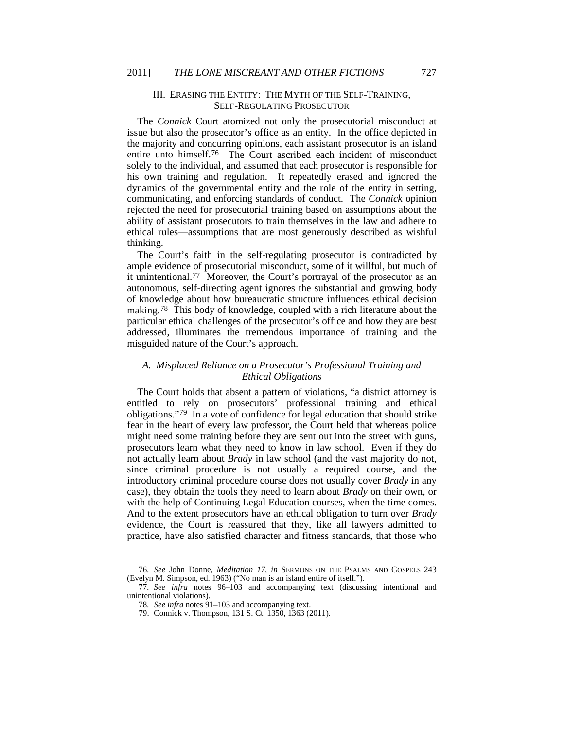## III. ERASING THE ENTITY: THE MYTH OF THE SELF-TRAINING, SELF-REGULATING PROSECUTOR

The *Connick* Court atomized not only the prosecutorial misconduct at issue but also the prosecutor's office as an entity. In the office depicted in the majority and concurring opinions, each assistant prosecutor is an island entire unto himself.[76] The Court ascribed each incident of misconduct solely to the individual, and assumed that each prosecutor is responsible for his own training and regulation. It repeatedly erased and ignored the dynamics of the governmental entity and the role of the entity in setting, communicating, and enforcing standards of conduct. The *Connick* opinion rejected the need for prosecutorial training based on assumptions about the ability of assistant prosecutors to train themselves in the law and adhere to ethical rules—assumptions that are most generously described as wishful thinking.

The Court's faith in the self-regulating prosecutor is contradicted by ample evidence of prosecutorial misconduct, some of it willful, but much of it unintentional.[77] Moreover, the Court's portrayal of the prosecutor as an autonomous, self-directing agent ignores the substantial and growing body of knowledge about how bureaucratic structure influences ethical decision making.[78] This body of knowledge, coupled with a rich literature about the particular ethical challenges of the prosecutor's office and how they are best addressed, illuminates the tremendous importance of training and the misguided nature of the Court's approach.

### *A. Misplaced Reliance on a Prosecutor's Professional Training and Ethical Obligations*

The Court holds that absent a pattern of violations, "a district attorney is entitled to rely on prosecutors' professional training and ethical obligations."[79] In a vote of confidence for legal education that should strike fear in the heart of every law professor, the Court held that whereas police might need some training before they are sent out into the street with guns, prosecutors learn what they need to know in law school. Even if they do not actually learn about *Brady* in law school (and the vast majority do not, since criminal procedure is not usually a required course, and the introductory criminal procedure course does not usually cover *Brady* in any case), they obtain the tools they need to learn about *Brady* on their own, or with the help of Continuing Legal Education courses, when the time comes. And to the extent prosecutors have an ethical obligation to turn over *Brady* evidence, the Court is reassured that they, like all lawyers admitted to practice, have also satisfied character and fitness standards, that those who

---

76. *See* John Donne, *Meditation 17*, *in* SERMONS ON THE PSALMS AND GOSPELS 243 (Evelyn M. Simpson, ed. 1963) ("No man is an island entire of itself.").

77. *See infra* notes 96–103 and accompanying text (discussing intentional and unintentional violations).

78. *See infra* notes 91–103 and accompanying text.

79. Connick v. Thompson, 131 S. Ct. 1350, 1363 (2011).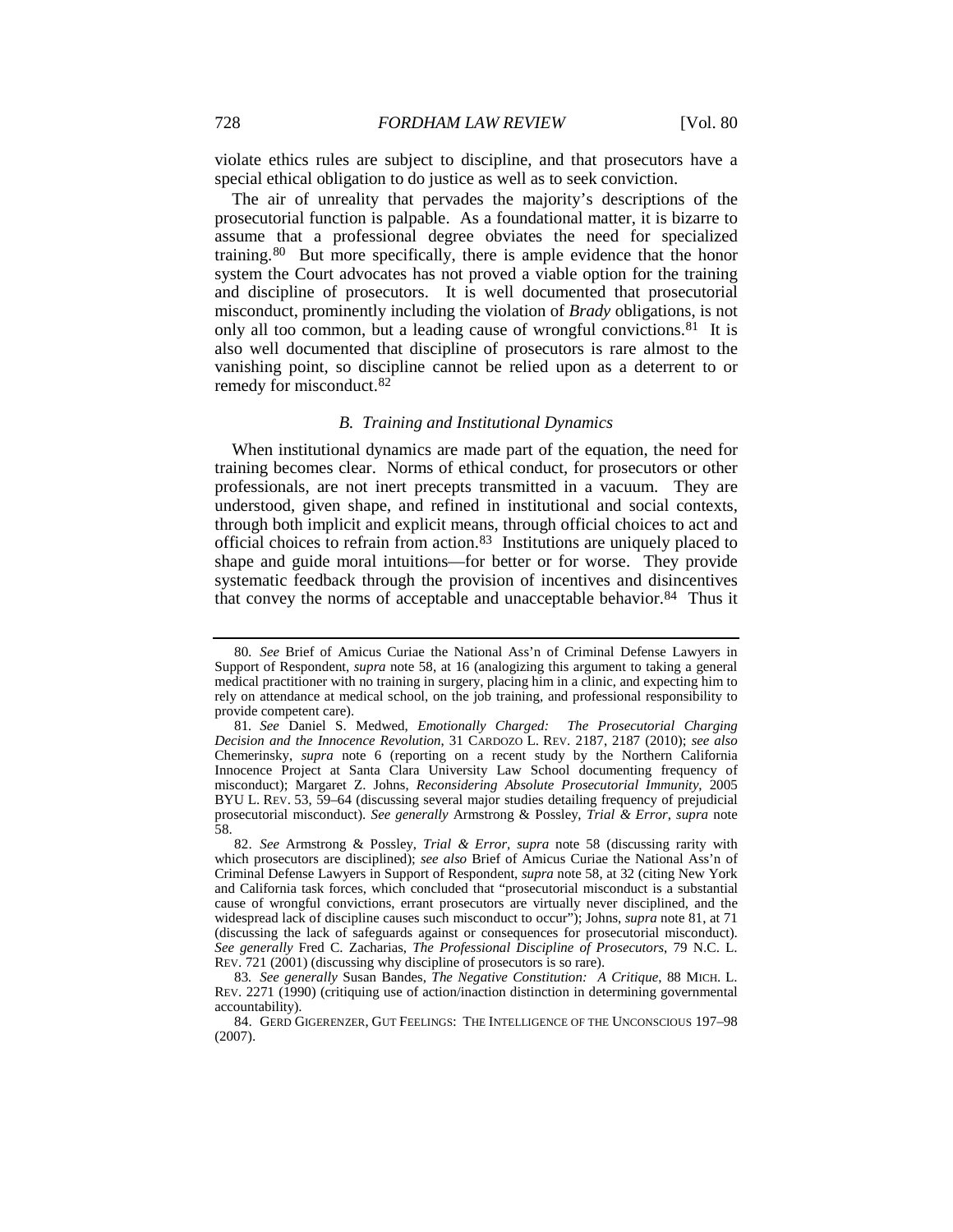violate ethics rules are subject to discipline, and that prosecutors have a special ethical obligation to do justice as well as to seek conviction.

The air of unreality that pervades the majority's descriptions of the prosecutorial function is palpable. As a foundational matter, it is bizarre to assume that a professional degree obviates the need for specialized training.[80] But more specifically, there is ample evidence that the honor system the Court advocates has not proved a viable option for the training and discipline of prosecutors. It is well documented that prosecutorial misconduct, prominently including the violation of *Brady* obligations, is not only all too common, but a leading cause of wrongful convictions.[81] It is also well documented that discipline of prosecutors is rare almost to the vanishing point, so discipline cannot be relied upon as a deterrent to or remedy for misconduct.[82]

### *B. Training and Institutional Dynamics*

When institutional dynamics are made part of the equation, the need for training becomes clear. Norms of ethical conduct, for prosecutors or other professionals, are not inert precepts transmitted in a vacuum. They are understood, given shape, and refined in institutional and social contexts, through both implicit and explicit means, through official choices to act and official choices to refrain from action.[83] Institutions are uniquely placed to shape and guide moral intuitions—for better or for worse. They provide systematic feedback through the provision of incentives and disincentives that convey the norms of acceptable and unacceptable behavior.[84] Thus it

---

80. *See* Brief of Amicus Curiae the National Ass'n of Criminal Defense Lawyers in Support of Respondent, *supra* note 58, at 16 (analogizing this argument to taking a general medical practitioner with no training in surgery, placing him in a clinic, and expecting him to rely on attendance at medical school, on the job training, and professional responsibility to provide competent care).

81. *See* Daniel S. Medwed, *Emotionally Charged: The Prosecutorial Charging Decision and the Innocence Revolution*, 31 CARDOZO L. REV. 2187, 2187 (2010); *see also* Chemerinsky, *supra* note 6 (reporting on a recent study by the Northern California Innocence Project at Santa Clara University Law School documenting frequency of misconduct); Margaret Z. Johns, *Reconsidering Absolute Prosecutorial Immunity*, 2005 BYU L. REV. 53, 59–64 (discussing several major studies detailing frequency of prejudicial prosecutorial misconduct). *See generally* Armstrong & Possley, *Trial & Error*, *supra* note 58.

82. *See* Armstrong & Possley, *Trial & Error*, *supra* note 58 (discussing rarity with which prosecutors are disciplined); *see also* Brief of Amicus Curiae the National Ass'n of Criminal Defense Lawyers in Support of Respondent, *supra* note 58, at 32 (citing New York and California task forces, which concluded that "prosecutorial misconduct is a substantial cause of wrongful convictions, errant prosecutors are virtually never disciplined, and the widespread lack of discipline causes such misconduct to occur"); Johns, *supra* note 81, at 71 (discussing the lack of safeguards against or consequences for prosecutorial misconduct). *See generally* Fred C. Zacharias, *The Professional Discipline of Prosecutors*, 79 N.C. L. REV. 721 (2001) (discussing why discipline of prosecutors is so rare).

83. *See generally* Susan Bandes, *The Negative Constitution: A Critique*, 88 MICH. L. REV. 2271 (1990) (critiquing use of action/inaction distinction in determining governmental accountability).

84. GERD GIGERENZER, GUT FEELINGS: THE INTELLIGENCE OF THE UNCONSCIOUS 197–98 (2007).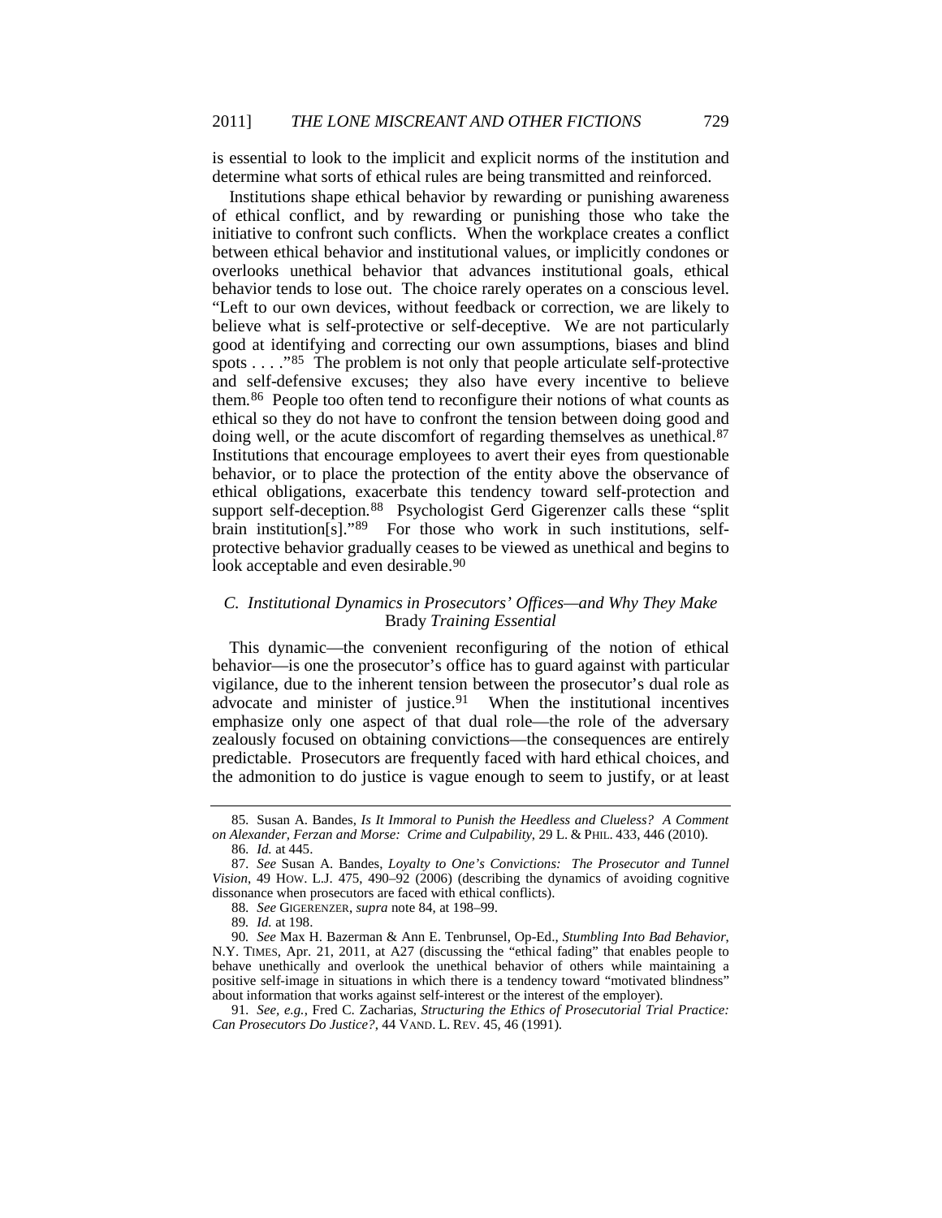is essential to look to the implicit and explicit norms of the institution and determine what sorts of ethical rules are being transmitted and reinforced.

Institutions shape ethical behavior by rewarding or punishing awareness of ethical conflict, and by rewarding or punishing those who take the initiative to confront such conflicts. When the workplace creates a conflict between ethical behavior and institutional values, or implicitly condones or overlooks unethical behavior that advances institutional goals, ethical behavior tends to lose out. The choice rarely operates on a conscious level. "Left to our own devices, without feedback or correction, we are likely to believe what is self-protective or self-deceptive. We are not particularly good at identifying and correcting our own assumptions, biases and blind spots . . . ."[85] The problem is not only that people articulate self-protective and self-defensive excuses; they also have every incentive to believe them.[86] People too often tend to reconfigure their notions of what counts as ethical so they do not have to confront the tension between doing good and doing well, or the acute discomfort of regarding themselves as unethical.[87] Institutions that encourage employees to avert their eyes from questionable behavior, or to place the protection of the entity above the observance of ethical obligations, exacerbate this tendency toward self-protection and support self-deception.[88] Psychologist Gerd Gigerenzer calls these "split brain institution[s]."[89] For those who work in such institutions, self-protective behavior gradually ceases to be viewed as unethical and begins to look acceptable and even desirable.[90]

### *C. Institutional Dynamics in Prosecutors' Offices—and Why They Make* Brady *Training Essential*

This dynamic—the convenient reconfiguring of the notion of ethical behavior—is one the prosecutor's office has to guard against with particular vigilance, due to the inherent tension between the prosecutor's dual role as advocate and minister of justice.[91] When the institutional incentives emphasize only one aspect of that dual role—the role of the adversary zealously focused on obtaining convictions—the consequences are entirely predictable. Prosecutors are frequently faced with hard ethical choices, and the admonition to do justice is vague enough to seem to justify, or at least

---

85. Susan A. Bandes, *Is It Immoral to Punish the Heedless and Clueless? A Comment on Alexander, Ferzan and Morse: Crime and Culpability*, 29 L. & PHIL. 433, 446 (2010).

86. *Id.* at 445.

87. *See* Susan A. Bandes, *Loyalty to One's Convictions: The Prosecutor and Tunnel Vision*, 49 HOW. L.J. 475, 490–92 (2006) (describing the dynamics of avoiding cognitive dissonance when prosecutors are faced with ethical conflicts).

88. *See* GIGERENZER, *supra* note 84, at 198–99.

89. *Id.* at 198.

90. *See* Max H. Bazerman & Ann E. Tenbrunsel, Op-Ed., *Stumbling Into Bad Behavior*, N.Y. TIMES, Apr. 21, 2011, at A27 (discussing the "ethical fading" that enables people to behave unethically and overlook the unethical behavior of others while maintaining a positive self-image in situations in which there is a tendency toward "motivated blindness" about information that works against self-interest or the interest of the employer).

91. *See, e.g.*, Fred C. Zacharias, *Structuring the Ethics of Prosecutorial Trial Practice: Can Prosecutors Do Justice?*, 44 VAND. L. REV. 45, 46 (1991).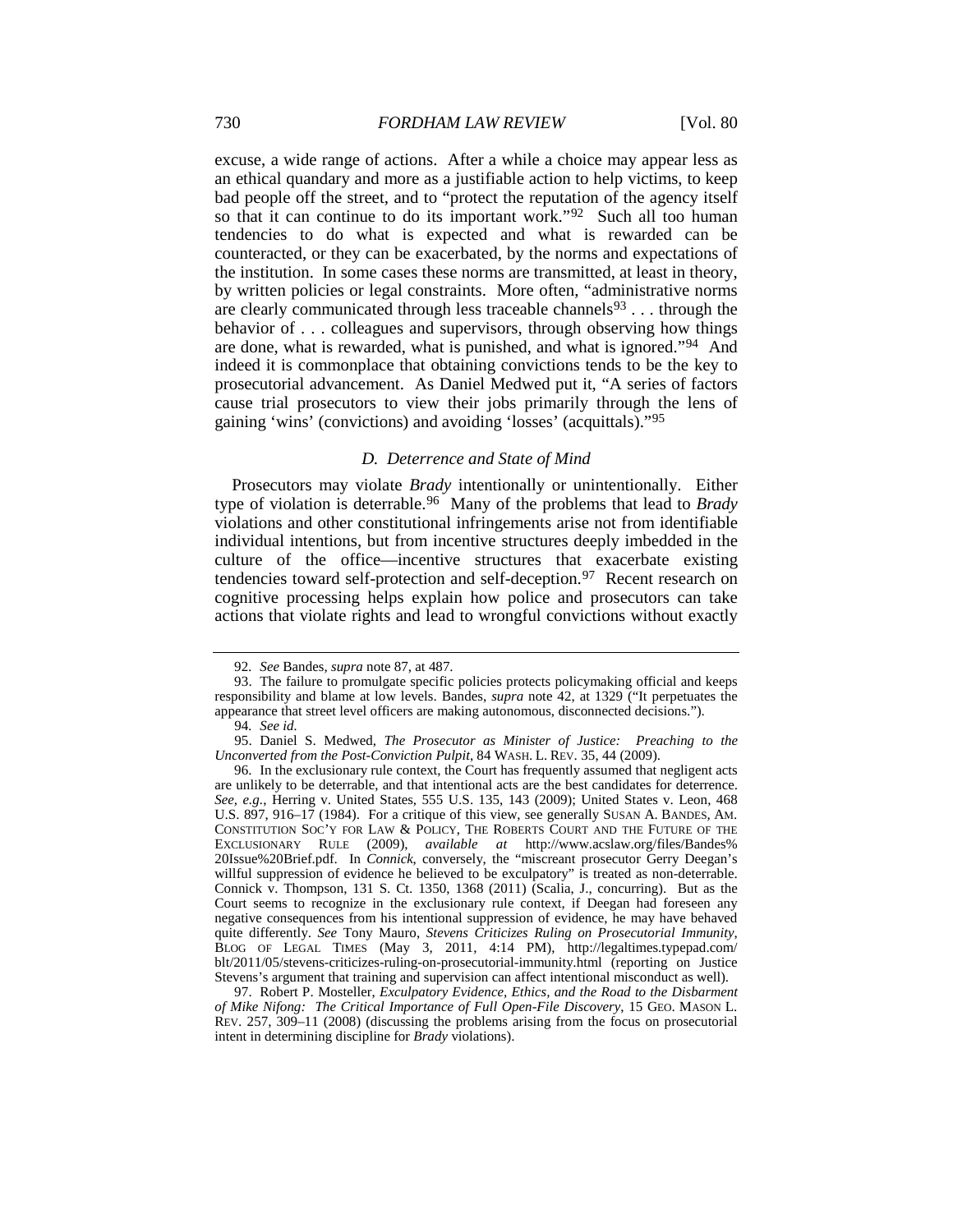excuse, a wide range of actions. After a while a choice may appear less as an ethical quandary and more as a justifiable action to help victims, to keep bad people off the street, and to "protect the reputation of the agency itself so that it can continue to do its important work."[92] Such all too human tendencies to do what is expected and what is rewarded can be counteracted, or they can be exacerbated, by the norms and expectations of the institution. In some cases these norms are transmitted, at least in theory, by written policies or legal constraints. More often, "administrative norms are clearly communicated through less traceable channels[93] . . . through the behavior of . . . colleagues and supervisors, through observing how things are done, what is rewarded, what is punished, and what is ignored."[94] And indeed it is commonplace that obtaining convictions tends to be the key to prosecutorial advancement. As Daniel Medwed put it, "A series of factors cause trial prosecutors to view their jobs primarily through the lens of gaining 'wins' (convictions) and avoiding 'losses' (acquittals)."[95]

### *D. Deterrence and State of Mind*

Prosecutors may violate *Brady* intentionally or unintentionally. Either type of violation is deterrable.[96] Many of the problems that lead to *Brady* violations and other constitutional infringements arise not from identifiable individual intentions, but from incentive structures deeply imbedded in the culture of the office—incentive structures that exacerbate existing tendencies toward self-protection and self-deception.[97] Recent research on cognitive processing helps explain how police and prosecutors can take actions that violate rights and lead to wrongful convictions without exactly

---

92. *See* Bandes, *supra* note 87, at 487.

93. The failure to promulgate specific policies protects policymaking official and keeps responsibility and blame at low levels. Bandes, *supra* note 42, at 1329 ("It perpetuates the appearance that street level officers are making autonomous, disconnected decisions.").

94. *See id.*

95. Daniel S. Medwed, *The Prosecutor as Minister of Justice: Preaching to the Unconverted from the Post-Conviction Pulpit*, 84 WASH. L. REV. 35, 44 (2009).

96. In the exclusionary rule context, the Court has frequently assumed that negligent acts are unlikely to be deterrable, and that intentional acts are the best candidates for deterrence. *See, e.g.*, Herring v. United States, 555 U.S. 135, 143 (2009); United States v. Leon, 468 U.S. 897, 916–17 (1984). For a critique of this view, see generally SUSAN A. BANDES, AM. CONSTITUTION SOC'Y FOR LAW & POLICY, THE ROBERTS COURT AND THE FUTURE OF THE EXCLUSIONARY RULE (2009), *available at* http://www.acslaw.org/files/Bandes%20Issue%20Brief.pdf. In *Connick*, conversely, the "miscreant prosecutor Gerry Deegan's willful suppression of evidence he believed to be exculpatory" is treated as non-deterrable. Connick v. Thompson, 131 S. Ct. 1350, 1368 (2011) (Scalia, J., concurring). But as the Court seems to recognize in the exclusionary rule context, if Deegan had foreseen any negative consequences from his intentional suppression of evidence, he may have behaved quite differently. *See* Tony Mauro, *Stevens Criticizes Ruling on Prosecutorial Immunity*, BLOG OF LEGAL TIMES (May 3, 2011, 4:14 PM), http://legaltimes.typepad.com/blt/2011/05/stevens-criticizes-ruling-on-prosecutorial-immunity.html (reporting on Justice Stevens's argument that training and supervision can affect intentional misconduct as well).

97. Robert P. Mosteller, *Exculpatory Evidence, Ethics, and the Road to the Disbarment of Mike Nifong: The Critical Importance of Full Open-File Discovery*, 15 GEO. MASON L. REV. 257, 309–11 (2008) (discussing the problems arising from the focus on prosecutorial intent in determining discipline for *Brady* violations).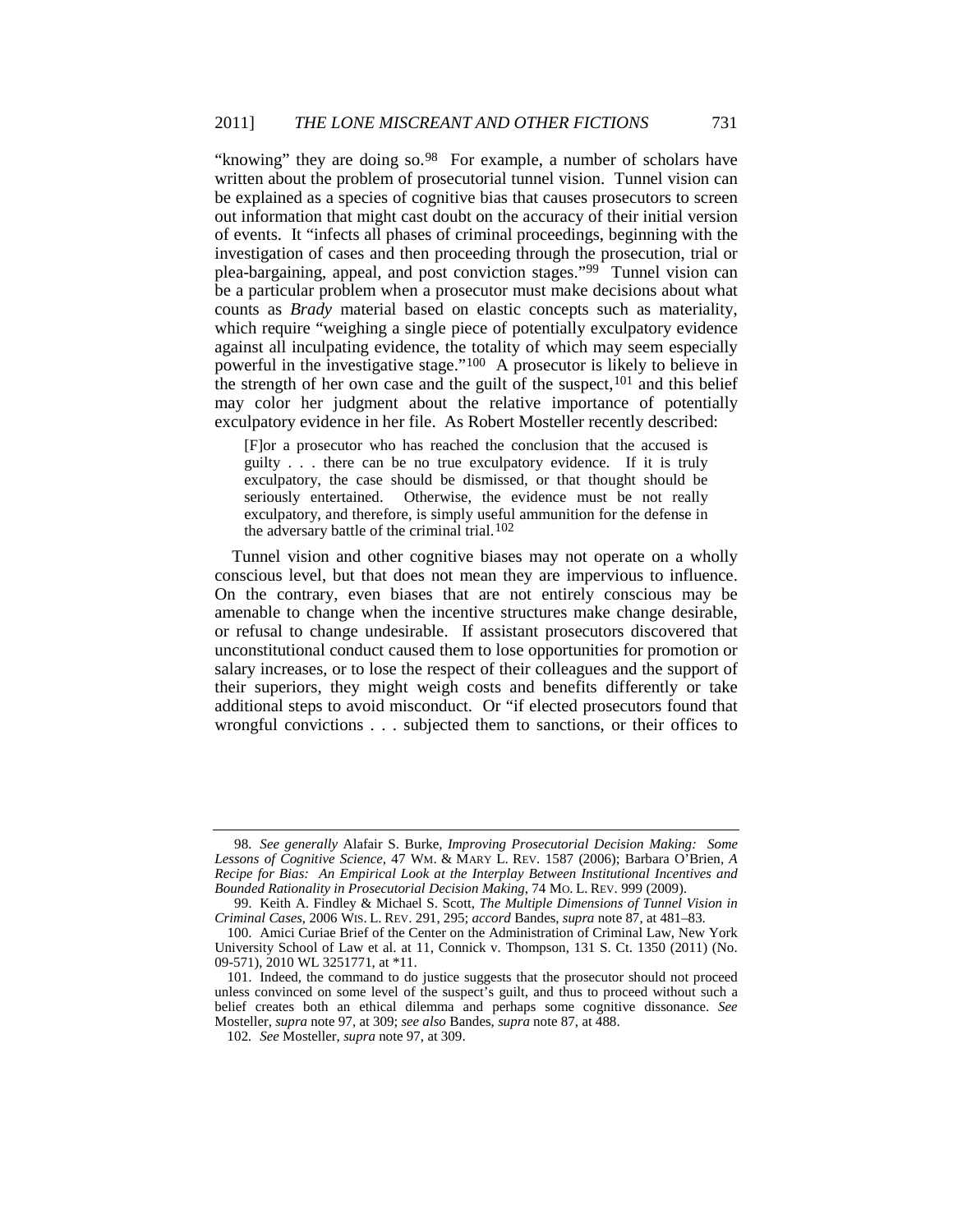"knowing" they are doing so.[98] For example, a number of scholars have written about the problem of prosecutorial tunnel vision. Tunnel vision can be explained as a species of cognitive bias that causes prosecutors to screen out information that might cast doubt on the accuracy of their initial version of events. It "infects all phases of criminal proceedings, beginning with the investigation of cases and then proceeding through the prosecution, trial or plea-bargaining, appeal, and post conviction stages."[99] Tunnel vision can be a particular problem when a prosecutor must make decisions about what counts as *Brady* material based on elastic concepts such as materiality, which require "weighing a single piece of potentially exculpatory evidence against all inculpating evidence, the totality of which may seem especially powerful in the investigative stage."[100] A prosecutor is likely to believe in the strength of her own case and the guilt of the suspect,[101] and this belief may color her judgment about the relative importance of potentially exculpatory evidence in her file. As Robert Mosteller recently described:

> [F]or a prosecutor who has reached the conclusion that the accused is guilty . . . there can be no true exculpatory evidence. If it is truly exculpatory, the case should be dismissed, or that thought should be seriously entertained. Otherwise, the evidence must be not really exculpatory, and therefore, is simply useful ammunition for the defense in the adversary battle of the criminal trial.[102]

Tunnel vision and other cognitive biases may not operate on a wholly conscious level, but that does not mean they are impervious to influence. On the contrary, even biases that are not entirely conscious may be amenable to change when the incentive structures make change desirable, or refusal to change undesirable. If assistant prosecutors discovered that unconstitutional conduct caused them to lose opportunities for promotion or salary increases, or to lose the respect of their colleagues and the support of their superiors, they might weigh costs and benefits differently or take additional steps to avoid misconduct. Or "if elected prosecutors found that wrongful convictions . . . subjected them to sanctions, or their offices to

---

98. *See generally* Alafair S. Burke, *Improving Prosecutorial Decision Making: Some Lessons of Cognitive Science*, 47 WM. & MARY L. REV. 1587 (2006); Barbara O'Brien, *A Recipe for Bias: An Empirical Look at the Interplay Between Institutional Incentives and Bounded Rationality in Prosecutorial Decision Making*, 74 MO. L. REV. 999 (2009).

99. Keith A. Findley & Michael S. Scott, *The Multiple Dimensions of Tunnel Vision in Criminal Cases*, 2006 WIS. L. REV. 291, 295; *accord* Bandes, *supra* note 87, at 481–83.

100. Amici Curiae Brief of the Center on the Administration of Criminal Law, New York University School of Law et al. at 11, Connick v. Thompson, 131 S. Ct. 1350 (2011) (No. 09-571), 2010 WL 3251771, at *11.

101. Indeed, the command to do justice suggests that the prosecutor should not proceed unless convinced on some level of the suspect's guilt, and thus to proceed without such a belief creates both an ethical dilemma and perhaps some cognitive dissonance. *See* Mosteller, *supra* note 97, at 309; *see also* Bandes, *supra* note 87, at 488.

102. *See* Mosteller, *supra* note 97, at 309.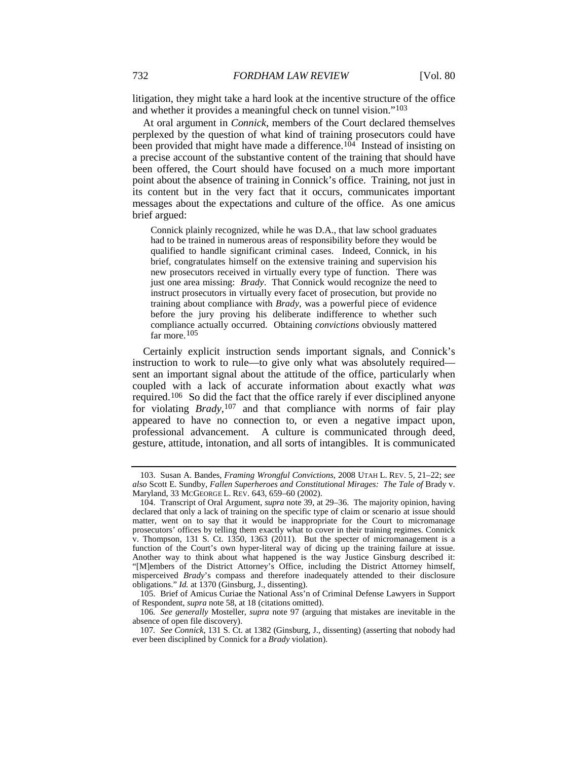litigation, they might take a hard look at the incentive structure of the office and whether it provides a meaningful check on tunnel vision."[103]

At oral argument in *Connick*, members of the Court declared themselves perplexed by the question of what kind of training prosecutors could have been provided that might have made a difference.[104] Instead of insisting on a precise account of the substantive content of the training that should have been offered, the Court should have focused on a much more important point about the absence of training in Connick's office. Training, not just in its content but in the very fact that it occurs, communicates important messages about the expectations and culture of the office. As one amicus brief argued:

> Connick plainly recognized, while he was D.A., that law school graduates had to be trained in numerous areas of responsibility before they would be qualified to handle significant criminal cases. Indeed, Connick, in his brief, congratulates himself on the extensive training and supervision his new prosecutors received in virtually every type of function. There was just one area missing: *Brady*. That Connick would recognize the need to instruct prosecutors in virtually every facet of prosecution, but provide no training about compliance with *Brady*, was a powerful piece of evidence before the jury proving his deliberate indifference to whether such compliance actually occurred. Obtaining *convictions* obviously mattered far more.[105]

Certainly explicit instruction sends important signals, and Connick's instruction to work to rule—to give only what was absolutely required—sent an important signal about the attitude of the office, particularly when coupled with a lack of accurate information about exactly what *was* required.[106] So did the fact that the office rarely if ever disciplined anyone for violating *Brady*,[107] and that compliance with norms of fair play appeared to have no connection to, or even a negative impact upon, professional advancement. A culture is communicated through deed, gesture, attitude, intonation, and all sorts of intangibles. It is communicated

---

103. Susan A. Bandes, *Framing Wrongful Convictions*, 2008 UTAH L. REV. 5, 21–22; *see also* Scott E. Sundby, *Fallen Superheroes and Constitutional Mirages: The Tale of* Brady v. Maryland, 33 MCGEORGE L. REV. 643, 659–60 (2002).

104. Transcript of Oral Argument, *supra* note 39, at 29–36. The majority opinion, having declared that only a lack of training on the specific type of claim or scenario at issue should matter, went on to say that it would be inappropriate for the Court to micromanage prosecutors' offices by telling them exactly what to cover in their training regimes. Connick v. Thompson, 131 S. Ct. 1350, 1363 (2011). But the specter of micromanagement is a function of the Court's own hyper-literal way of dicing up the training failure at issue. Another way to think about what happened is the way Justice Ginsburg described it: "[M]embers of the District Attorney's Office, including the District Attorney himself, misperceived *Brady*'s compass and therefore inadequately attended to their disclosure obligations." *Id.* at 1370 (Ginsburg, J., dissenting).

105. Brief of Amicus Curiae the National Ass'n of Criminal Defense Lawyers in Support of Respondent, *supra* note 58, at 18 (citations omitted).

106. *See generally* Mosteller, *supra* note 97 (arguing that mistakes are inevitable in the absence of open file discovery).

107. *See Connick*, 131 S. Ct. at 1382 (Ginsburg, J., dissenting) (asserting that nobody had ever been disciplined by Connick for a *Brady* violation).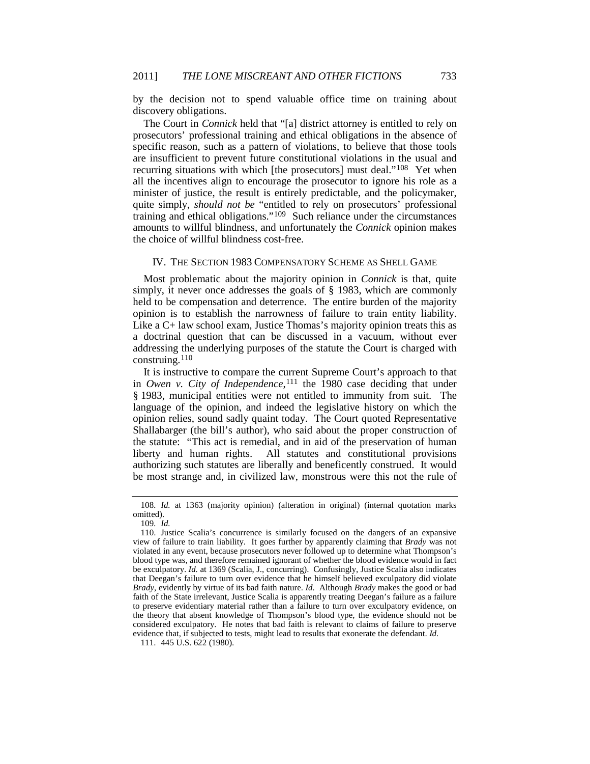by the decision not to spend valuable office time on training about discovery obligations.

The Court in *Connick* held that "[a] district attorney is entitled to rely on prosecutors' professional training and ethical obligations in the absence of specific reason, such as a pattern of violations, to believe that those tools are insufficient to prevent future constitutional violations in the usual and recurring situations with which [the prosecutors] must deal."[108] Yet when all the incentives align to encourage the prosecutor to ignore his role as a minister of justice, the result is entirely predictable, and the policymaker, quite simply, *should not be* "entitled to rely on prosecutors' professional training and ethical obligations."[109] Such reliance under the circumstances amounts to willful blindness, and unfortunately the *Connick* opinion makes the choice of willful blindness cost-free.

## IV. The Section 1983 Compensatory Scheme as Shell Game

Most problematic about the majority opinion in *Connick* is that, quite simply, it never once addresses the goals of § 1983, which are commonly held to be compensation and deterrence. The entire burden of the majority opinion is to establish the narrowness of failure to train entity liability. Like a C+ law school exam, Justice Thomas's majority opinion treats this as a doctrinal question that can be discussed in a vacuum, without ever addressing the underlying purposes of the statute the Court is charged with construing.[110]

It is instructive to compare the current Supreme Court's approach to that in *Owen v. City of Independence*,[111] the 1980 case deciding that under § 1983, municipal entities were not entitled to immunity from suit. The language of the opinion, and indeed the legislative history on which the opinion relies, sound sadly quaint today. The Court quoted Representative Shallabarger (the bill's author), who said about the proper construction of the statute: "This act is remedial, and in aid of the preservation of human liberty and human rights. All statutes and constitutional provisions authorizing such statutes are liberally and beneficently construed. It would be most strange and, in civilized law, monstrous were this not the rule of

---

108. *Id.* at 1363 (majority opinion) (alteration in original) (internal quotation marks omitted).

109. *Id.*

110. Justice Scalia's concurrence is similarly focused on the dangers of an expansive view of failure to train liability. It goes further by apparently claiming that *Brady* was not violated in any event, because prosecutors never followed up to determine what Thompson's blood type was, and therefore remained ignorant of whether the blood evidence would in fact be exculpatory. *Id.* at 1369 (Scalia, J., concurring). Confusingly, Justice Scalia also indicates that Deegan's failure to turn over evidence that he himself believed exculpatory did violate *Brady*, evidently by virtue of its bad faith nature. *Id.* Although *Brady* makes the good or bad faith of the State irrelevant, Justice Scalia is apparently treating Deegan's failure as a failure to preserve evidentiary material rather than a failure to turn over exculpatory evidence, on the theory that absent knowledge of Thompson's blood type, the evidence should not be considered exculpatory. He notes that bad faith is relevant to claims of failure to preserve evidence that, if subjected to tests, might lead to results that exonerate the defendant. *Id.*

111. 445 U.S. 622 (1980).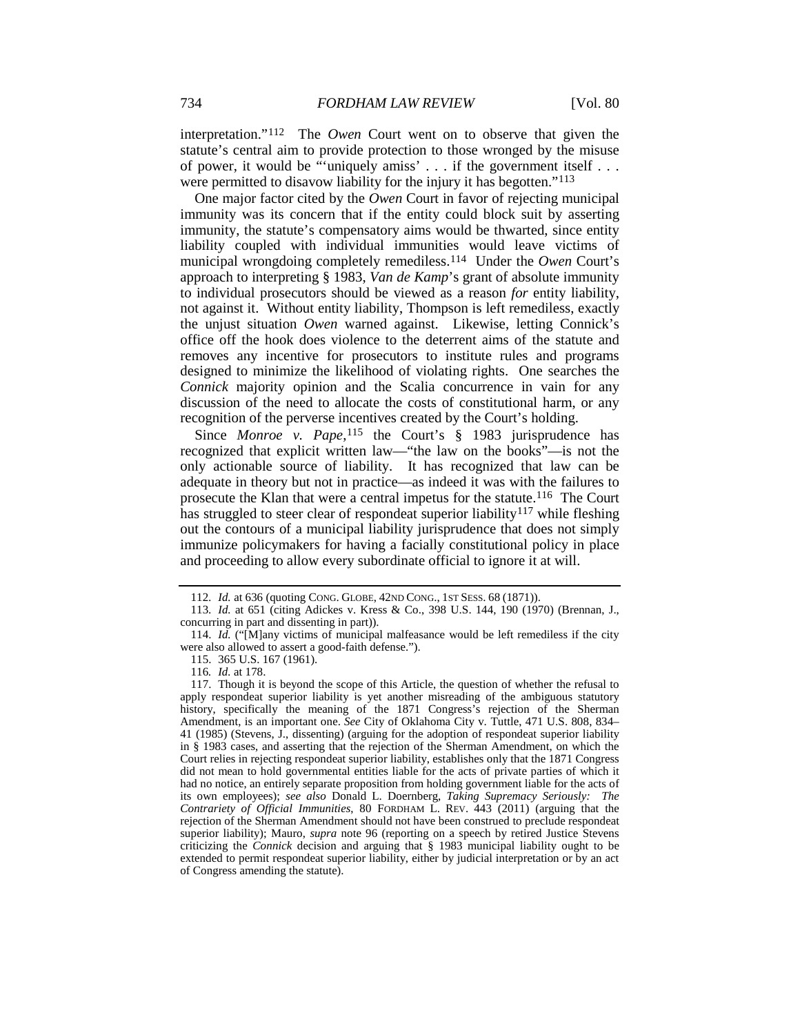interpretation."[112] The *Owen* Court went on to observe that given the statute's central aim to provide protection to those wronged by the misuse of power, it would be "'uniquely amiss' . . . if the government itself . . . were permitted to disavow liability for the injury it has begotten."[113]

One major factor cited by the *Owen* Court in favor of rejecting municipal immunity was its concern that if the entity could block suit by asserting immunity, the statute's compensatory aims would be thwarted, since entity liability coupled with individual immunities would leave victims of municipal wrongdoing completely remediless.[114] Under the *Owen* Court's approach to interpreting § 1983, *Van de Kamp*'s grant of absolute immunity to individual prosecutors should be viewed as a reason *for* entity liability, not against it. Without entity liability, Thompson is left remediless, exactly the unjust situation *Owen* warned against. Likewise, letting Connick's office off the hook does violence to the deterrent aims of the statute and removes any incentive for prosecutors to institute rules and programs designed to minimize the likelihood of violating rights. One searches the *Connick* majority opinion and the Scalia concurrence in vain for any discussion of the need to allocate the costs of constitutional harm, or any recognition of the perverse incentives created by the Court's holding.

Since *Monroe v. Pape*,[115] the Court's § 1983 jurisprudence has recognized that explicit written law—"the law on the books"—is not the only actionable source of liability. It has recognized that law can be adequate in theory but not in practice—as indeed it was with the failures to prosecute the Klan that were a central impetus for the statute.[116] The Court has struggled to steer clear of respondeat superior liability[117] while fleshing out the contours of a municipal liability jurisprudence that does not simply immunize policymakers for having a facially constitutional policy in place and proceeding to allow every subordinate official to ignore it at will.

---

112. *Id.* at 636 (quoting CONG. GLOBE, 42ND CONG., 1ST SESS. 68 (1871)).

113. *Id.* at 651 (citing Adickes v. Kress & Co., 398 U.S. 144, 190 (1970) (Brennan, J., concurring in part and dissenting in part)).

114. *Id.* ("[M]any victims of municipal malfeasance would be left remediless if the city were also allowed to assert a good-faith defense.").

115. 365 U.S. 167 (1961).

116. *Id.* at 178.

117. Though it is beyond the scope of this Article, the question of whether the refusal to apply respondeat superior liability is yet another misreading of the ambiguous statutory history, specifically the meaning of the 1871 Congress's rejection of the Sherman Amendment, is an important one. *See* City of Oklahoma City v. Tuttle, 471 U.S. 808, 834–41 (1985) (Stevens, J., dissenting) (arguing for the adoption of respondeat superior liability in § 1983 cases, and asserting that the rejection of the Sherman Amendment, on which the Court relies in rejecting respondeat superior liability, establishes only that the 1871 Congress did not mean to hold governmental entities liable for the acts of private parties of which it had no notice, an entirely separate proposition from holding government liable for the acts of its own employees); *see also* Donald L. Doernberg, *Taking Supremacy Seriously: The Contrariety of Official Immunities*, 80 FORDHAM L. REV. 443 (2011) (arguing that the rejection of the Sherman Amendment should not have been construed to preclude respondeat superior liability); Mauro, *supra* note 96 (reporting on a speech by retired Justice Stevens criticizing the *Connick* decision and arguing that § 1983 municipal liability ought to be extended to permit respondeat superior liability, either by judicial interpretation or by an act of Congress amending the statute).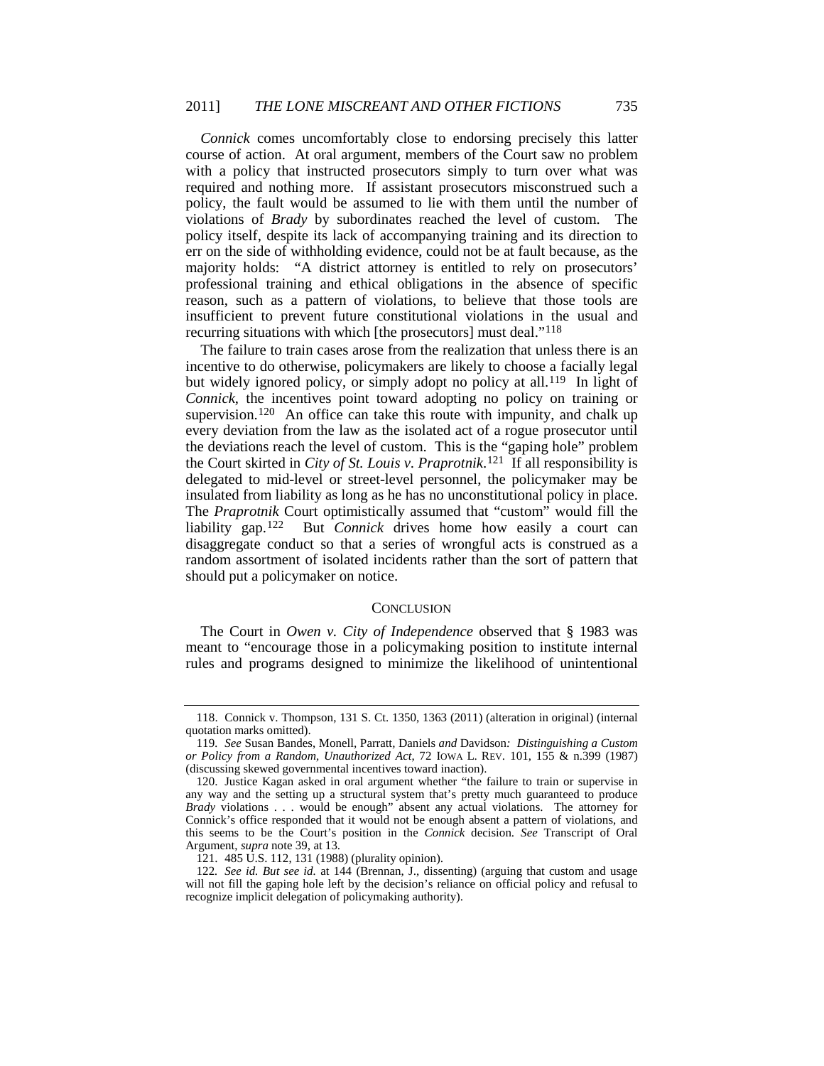*Connick* comes uncomfortably close to endorsing precisely this latter course of action. At oral argument, members of the Court saw no problem with a policy that instructed prosecutors simply to turn over what was required and nothing more. If assistant prosecutors misconstrued such a policy, the fault would be assumed to lie with them until the number of violations of *Brady* by subordinates reached the level of custom. The policy itself, despite its lack of accompanying training and its direction to err on the side of withholding evidence, could not be at fault because, as the majority holds: "A district attorney is entitled to rely on prosecutors' professional training and ethical obligations in the absence of specific reason, such as a pattern of violations, to believe that those tools are insufficient to prevent future constitutional violations in the usual and recurring situations with which [the prosecutors] must deal."[118]

The failure to train cases arose from the realization that unless there is an incentive to do otherwise, policymakers are likely to choose a facially legal but widely ignored policy, or simply adopt no policy at all.[119] In light of *Connick*, the incentives point toward adopting no policy on training or supervision.[120] An office can take this route with impunity, and chalk up every deviation from the law as the isolated act of a rogue prosecutor until the deviations reach the level of custom. This is the "gaping hole" problem the Court skirted in *City of St. Louis v. Praprotnik*.[121] If all responsibility is delegated to mid-level or street-level personnel, the policymaker may be insulated from liability as long as he has no unconstitutional policy in place. The *Praprotnik* Court optimistically assumed that "custom" would fill the liability gap.[122] But *Connick* drives home how easily a court can disaggregate conduct so that a series of wrongful acts is construed as a random assortment of isolated incidents rather than the sort of pattern that should put a policymaker on notice.

## CONCLUSION

The Court in *Owen v. City of Independence* observed that § 1983 was meant to "encourage those in a policymaking position to institute internal rules and programs designed to minimize the likelihood of unintentional

---

118. Connick v. Thompson, 131 S. Ct. 1350, 1363 (2011) (alteration in original) (internal quotation marks omitted).

119. *See* Susan Bandes, Monell, Parratt, Daniels *and* Davidson*: Distinguishing a Custom or Policy from a Random, Unauthorized Act*, 72 IOWA L. REV. 101, 155 & n.399 (1987) (discussing skewed governmental incentives toward inaction).

120. Justice Kagan asked in oral argument whether "the failure to train or supervise in any way and the setting up a structural system that's pretty much guaranteed to produce *Brady* violations . . . would be enough" absent any actual violations. The attorney for Connick's office responded that it would not be enough absent a pattern of violations, and this seems to be the Court's position in the *Connick* decision. *See* Transcript of Oral Argument, *supra* note 39, at 13.

121. 485 U.S. 112, 131 (1988) (plurality opinion).

122. *See id. But see id.* at 144 (Brennan, J., dissenting) (arguing that custom and usage will not fill the gaping hole left by the decision's reliance on official policy and refusal to recognize implicit delegation of policymaking authority).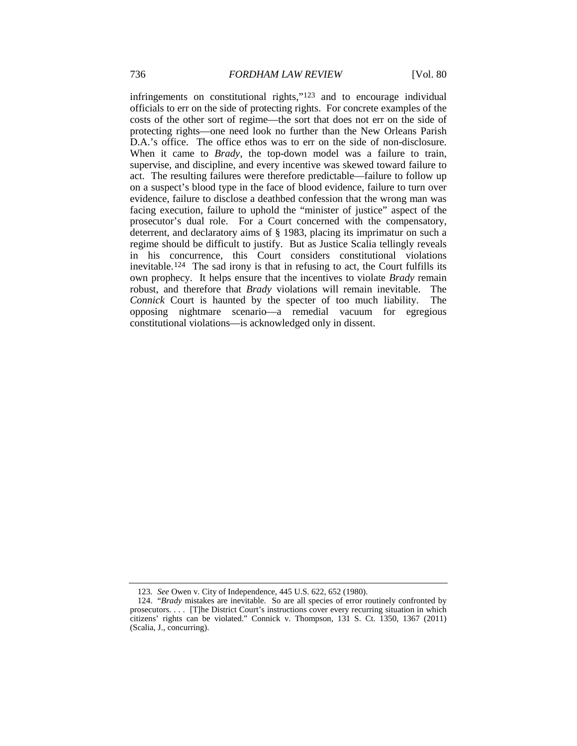infringements on constitutional rights,"[123] and to encourage individual officials to err on the side of protecting rights. For concrete examples of the costs of the other sort of regime—the sort that does not err on the side of protecting rights—one need look no further than the New Orleans Parish D.A.'s office. The office ethos was to err on the side of non-disclosure. When it came to *Brady*, the top-down model was a failure to train, supervise, and discipline, and every incentive was skewed toward failure to act. The resulting failures were therefore predictable—failure to follow up on a suspect's blood type in the face of blood evidence, failure to turn over evidence, failure to disclose a deathbed confession that the wrong man was facing execution, failure to uphold the "minister of justice" aspect of the prosecutor's dual role. For a Court concerned with the compensatory, deterrent, and declaratory aims of § 1983, placing its imprimatur on such a regime should be difficult to justify. But as Justice Scalia tellingly reveals in his concurrence, this Court considers constitutional violations inevitable.[124] The sad irony is that in refusing to act, the Court fulfills its own prophecy. It helps ensure that the incentives to violate *Brady* remain robust, and therefore that *Brady* violations will remain inevitable. The *Connick* Court is haunted by the specter of too much liability. The opposing nightmare scenario—a remedial vacuum for egregious constitutional violations—is acknowledged only in dissent.

---

123. *See* Owen v. City of Independence, 445 U.S. 622, 652 (1980).

124. "*Brady* mistakes are inevitable. So are all species of error routinely confronted by prosecutors. . . . [T]he District Court's instructions cover every recurring situation in which citizens' rights can be violated." Connick v. Thompson, 131 S. Ct. 1350, 1367 (2011) (Scalia, J., concurring).